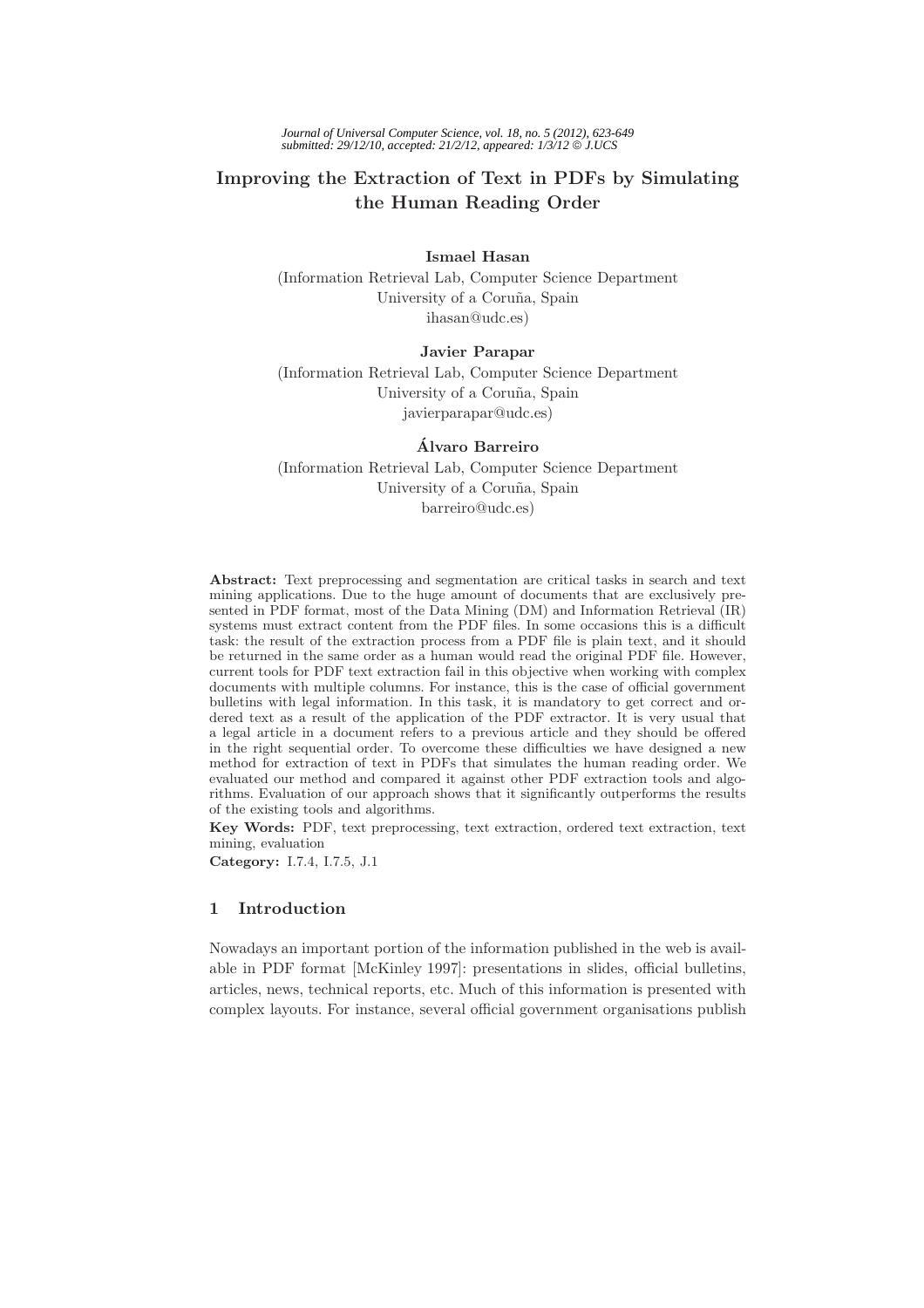# Improving the Extraction of Text in PDFs by Simulating the Human Reading Order

**Ismael Hasan**
(Information Retrieval Lab, Computer Science Department
University of a Coruña, Spain
ihasan@udc.es)

**Javier Parapar**
(Information Retrieval Lab, Computer Science Department
University of a Coruña, Spain
javierparapar@udc.es)

**Álvaro Barreiro**
(Information Retrieval Lab, Computer Science Department
University of a Coruña, Spain
barreiro@udc.es)

**Abstract:** Text preprocessing and segmentation are critical tasks in search and text mining applications. Due to the huge amount of documents that are exclusively presented in PDF format, most of the Data Mining (DM) and Information Retrieval (IR) systems must extract content from the PDF files. In some occasions this is a difficult task: the result of the extraction process from a PDF file is plain text, and it should be returned in the same order as a human would read the original PDF file. However, current tools for PDF text extraction fail in this objective when working with complex documents with multiple columns. For instance, this is the case of official government bulletins with legal information. In this task, it is mandatory to get correct and ordered text as a result of the application of the PDF extractor. It is very usual that a legal article in a document refers to a previous article and they should be offered in the right sequential order. To overcome these difficulties we have designed a new method for extraction of text in PDFs that simulates the human reading order. We evaluated our method and compared it against other PDF extraction tools and algorithms. Evaluation of our approach shows that it significantly outperforms the results of the existing tools and algorithms.

**Key Words:** PDF, text preprocessing, text extraction, ordered text extraction, text mining, evaluation

**Category:** I.7.4, I.7.5, J.1

## 1 Introduction

Nowadays an important portion of the information published in the web is available in PDF format [McKinley 1997]: presentations in slides, official bulletins, articles, news, technical reports, etc. Much of this information is presented with complex layouts. For instance, several official government organisations publish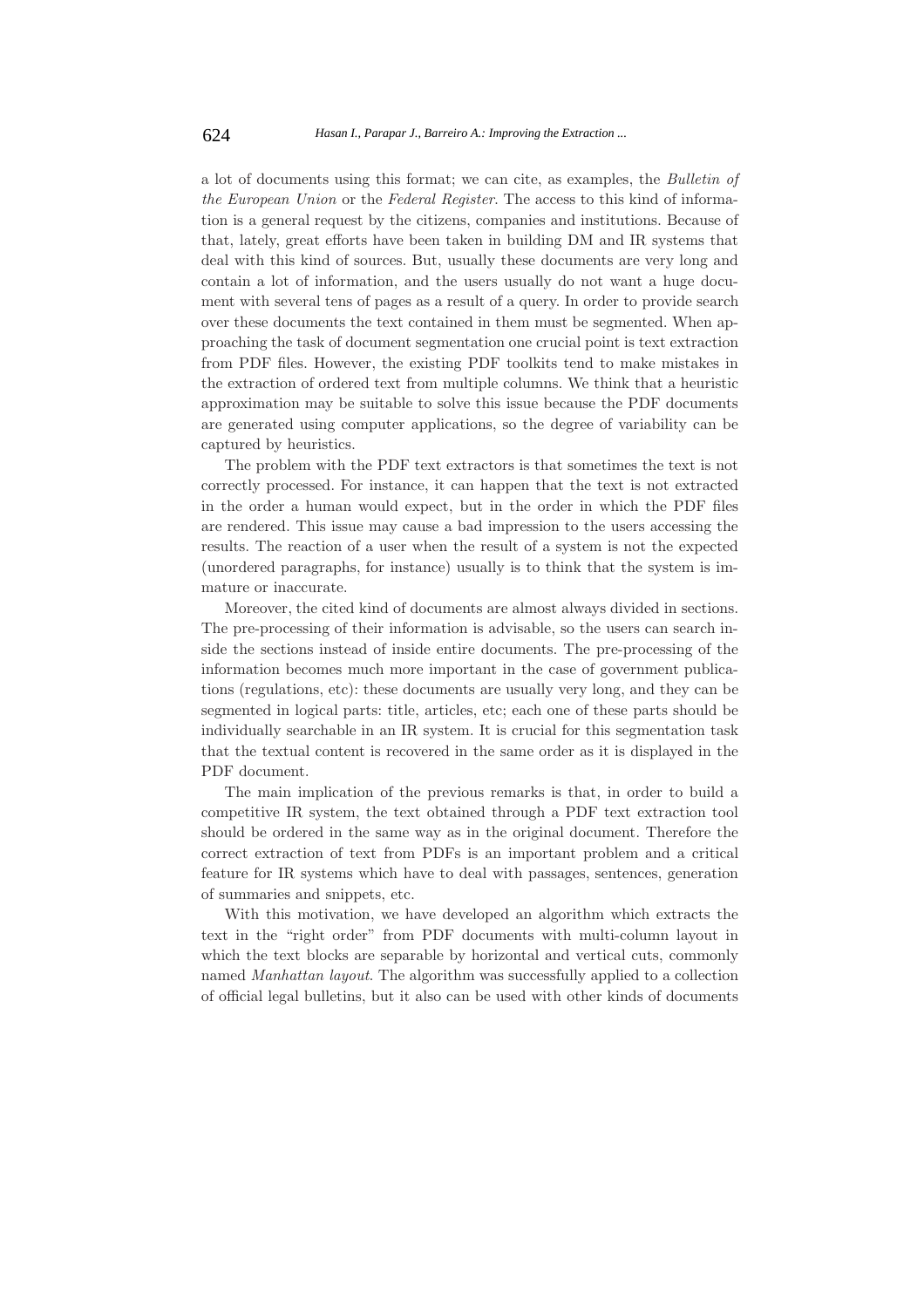a lot of documents using this format; we can cite, as examples, the *Bulletin of the European Union* or the *Federal Register*. The access to this kind of information is a general request by the citizens, companies and institutions. Because of that, lately, great efforts have been taken in building DM and IR systems that deal with this kind of sources. But, usually these documents are very long and contain a lot of information, and the users usually do not want a huge document with several tens of pages as a result of a query. In order to provide search over these documents the text contained in them must be segmented. When approaching the task of document segmentation one crucial point is text extraction from PDF files. However, the existing PDF toolkits tend to make mistakes in the extraction of ordered text from multiple columns. We think that a heuristic approximation may be suitable to solve this issue because the PDF documents are generated using computer applications, so the degree of variability can be captured by heuristics.

The problem with the PDF text extractors is that sometimes the text is not correctly processed. For instance, it can happen that the text is not extracted in the order a human would expect, but in the order in which the PDF files are rendered. This issue may cause a bad impression to the users accessing the results. The reaction of a user when the result of a system is not the expected (unordered paragraphs, for instance) usually is to think that the system is immature or inaccurate.

Moreover, the cited kind of documents are almost always divided in sections. The pre-processing of their information is advisable, so the users can search inside the sections instead of inside entire documents. The pre-processing of the information becomes much more important in the case of government publications (regulations, etc): these documents are usually very long, and they can be segmented in logical parts: title, articles, etc; each one of these parts should be individually searchable in an IR system. It is crucial for this segmentation task that the textual content is recovered in the same order as it is displayed in the PDF document.

The main implication of the previous remarks is that, in order to build a competitive IR system, the text obtained through a PDF text extraction tool should be ordered in the same way as in the original document. Therefore the correct extraction of text from PDFs is an important problem and a critical feature for IR systems which have to deal with passages, sentences, generation of summaries and snippets, etc.

With this motivation, we have developed an algorithm which extracts the text in the "right order" from PDF documents with multi-column layout in which the text blocks are separable by horizontal and vertical cuts, commonly named *Manhattan layout*. The algorithm was successfully applied to a collection of official legal bulletins, but it also can be used with other kinds of documents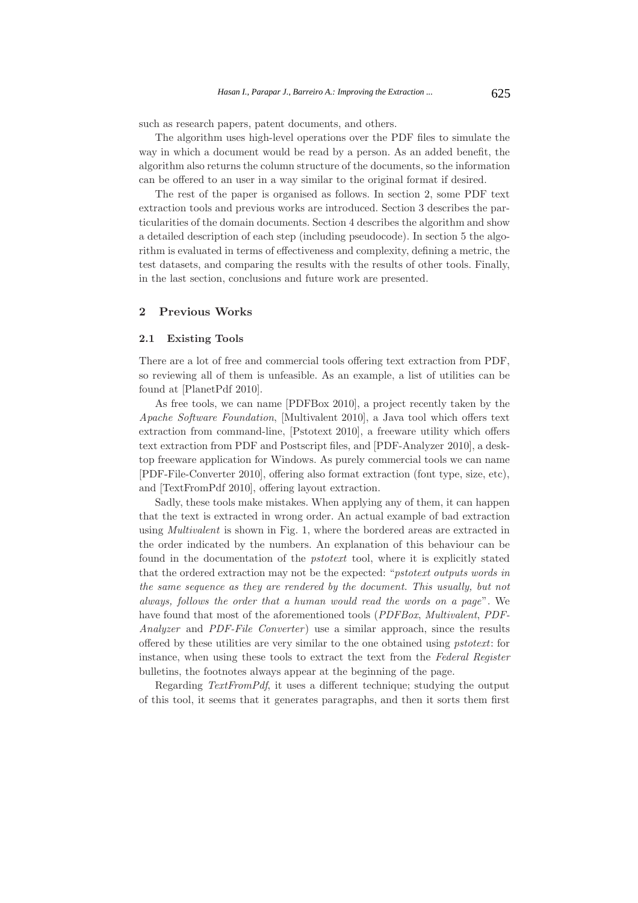such as research papers, patent documents, and others.

The algorithm uses high-level operations over the PDF files to simulate the way in which a document would be read by a person. As an added benefit, the algorithm also returns the column structure of the documents, so the information can be offered to an user in a way similar to the original format if desired.

The rest of the paper is organised as follows. In section 2, some PDF text extraction tools and previous works are introduced. Section 3 describes the particularities of the domain documents. Section 4 describes the algorithm and show a detailed description of each step (including pseudocode). In section 5 the algorithm is evaluated in terms of effectiveness and complexity, defining a metric, the test datasets, and comparing the results with the results of other tools. Finally, in the last section, conclusions and future work are presented.

## 2 Previous Works

### 2.1 Existing Tools

There are a lot of free and commercial tools offering text extraction from PDF, so reviewing all of them is unfeasible. As an example, a list of utilities can be found at [PlanetPdf 2010].

As free tools, we can name [PDFBox 2010], a project recently taken by the *Apache Software Foundation*, [Multivalent 2010], a Java tool which offers text extraction from command-line, [Pstotext 2010], a freeware utility which offers text extraction from PDF and Postscript files, and [PDF-Analyzer 2010], a desktop freeware application for Windows. As purely commercial tools we can name [PDF-File-Converter 2010], offering also format extraction (font type, size, etc), and [TextFromPdf 2010], offering layout extraction.

Sadly, these tools make mistakes. When applying any of them, it can happen that the text is extracted in wrong order. An actual example of bad extraction using *Multivalent* is shown in Fig. 1, where the bordered areas are extracted in the order indicated by the numbers. An explanation of this behaviour can be found in the documentation of the *pstotext* tool, where it is explicitly stated that the ordered extraction may not be the expected: "*pstotext outputs words in the same sequence as they are rendered by the document. This usually, but not always, follows the order that a human would read the words on a page*". We have found that most of the aforementioned tools (*PDFBox*, *Multivalent*, *PDF-Analyzer* and *PDF-File Converter*) use a similar approach, since the results offered by these utilities are very similar to the one obtained using *pstotext*: for instance, when using these tools to extract the text from the *Federal Register* bulletins, the footnotes always appear at the beginning of the page.

Regarding *TextFromPdf*, it uses a different technique; studying the output of this tool, it seems that it generates paragraphs, and then it sorts them first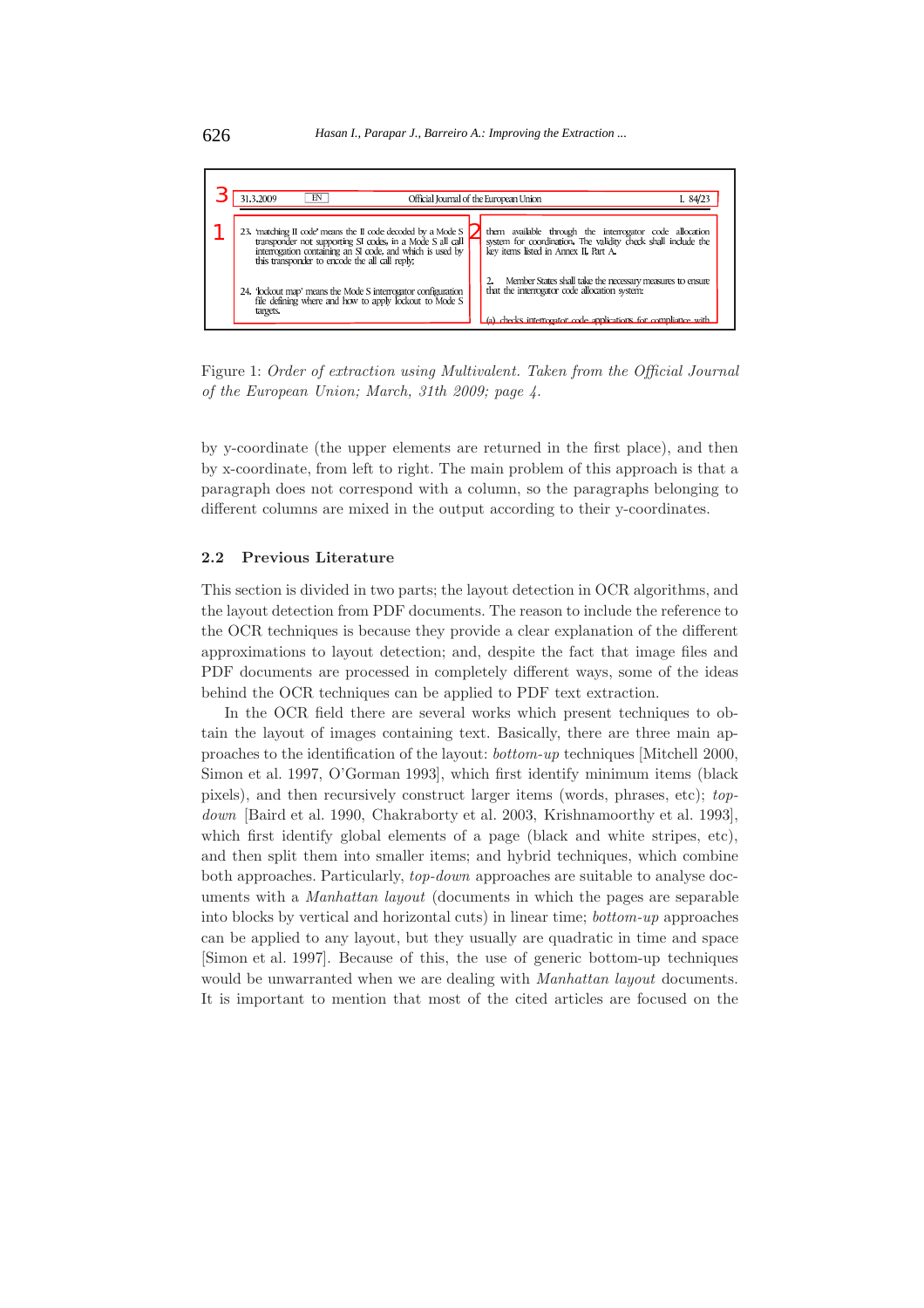Figure 1: *Order of extraction using Multivalent. Taken from the Official Journal of the European Union; March, 31th 2009; page 4.*

by y-coordinate (the upper elements are returned in the first place), and then by x-coordinate, from left to right. The main problem of this approach is that a paragraph does not correspond with a column, so the paragraphs belonging to different columns are mixed in the output according to their y-coordinates.

### 2.2 Previous Literature

This section is divided in two parts; the layout detection in OCR algorithms, and the layout detection from PDF documents. The reason to include the reference to the OCR techniques is because they provide a clear explanation of the different approximations to layout detection; and, despite the fact that image files and PDF documents are processed in completely different ways, some of the ideas behind the OCR techniques can be applied to PDF text extraction.

In the OCR field there are several works which present techniques to obtain the layout of images containing text. Basically, there are three main approaches to the identification of the layout: *bottom-up* techniques [Mitchell 2000, Simon et al. 1997, O'Gorman 1993], which first identify minimum items (black pixels), and then recursively construct larger items (words, phrases, etc); *top-down* [Baird et al. 1990, Chakraborty et al. 2003, Krishnamoorthy et al. 1993], which first identify global elements of a page (black and white stripes, etc), and then split them into smaller items; and hybrid techniques, which combine both approaches. Particularly, *top-down* approaches are suitable to analyse documents with a *Manhattan layout* (documents in which the pages are separable into blocks by vertical and horizontal cuts) in linear time; *bottom-up* approaches can be applied to any layout, but they usually are quadratic in time and space [Simon et al. 1997]. Because of this, the use of generic bottom-up techniques would be unwarranted when we are dealing with *Manhattan layout* documents. It is important to mention that most of the cited articles are focused on the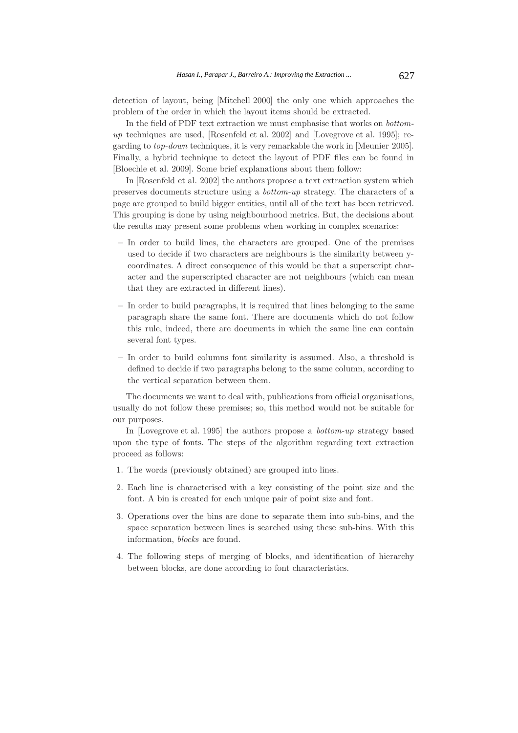detection of layout, being [Mitchell 2000] the only one which approaches the problem of the order in which the layout items should be extracted.

In the field of PDF text extraction we must emphasise that works on *bottom-up* techniques are used, [Rosenfeld et al. 2002] and [Lovegrove et al. 1995]; regarding to *top-down* techniques, it is very remarkable the work in [Meunier 2005]. Finally, a hybrid technique to detect the layout of PDF files can be found in [Bloechle et al. 2009]. Some brief explanations about them follow:

In [Rosenfeld et al. 2002] the authors propose a text extraction system which preserves documents structure using a *bottom-up* strategy. The characters of a page are grouped to build bigger entities, until all of the text has been retrieved. This grouping is done by using neighbourhood metrics. But, the decisions about the results may present some problems when working in complex scenarios:

- In order to build lines, the characters are grouped. One of the premises used to decide if two characters are neighbours is the similarity between y-coordinates. A direct consequence of this would be that a superscript character and the superscripted character are not neighbours (which can mean that they are extracted in different lines).
- In order to build paragraphs, it is required that lines belonging to the same paragraph share the same font. There are documents which do not follow this rule, indeed, there are documents in which the same line can contain several font types.
- In order to build columns font similarity is assumed. Also, a threshold is defined to decide if two paragraphs belong to the same column, according to the vertical separation between them.

The documents we want to deal with, publications from official organisations, usually do not follow these premises; so, this method would not be suitable for our purposes.

In [Lovegrove et al. 1995] the authors propose a *bottom-up* strategy based upon the type of fonts. The steps of the algorithm regarding text extraction proceed as follows:

1. The words (previously obtained) are grouped into lines.
2. Each line is characterised with a key consisting of the point size and the font. A bin is created for each unique pair of point size and font.
3. Operations over the bins are done to separate them into sub-bins, and the space separation between lines is searched using these sub-bins. With this information, *blocks* are found.
4. The following steps of merging of blocks, and identification of hierarchy between blocks, are done according to font characteristics.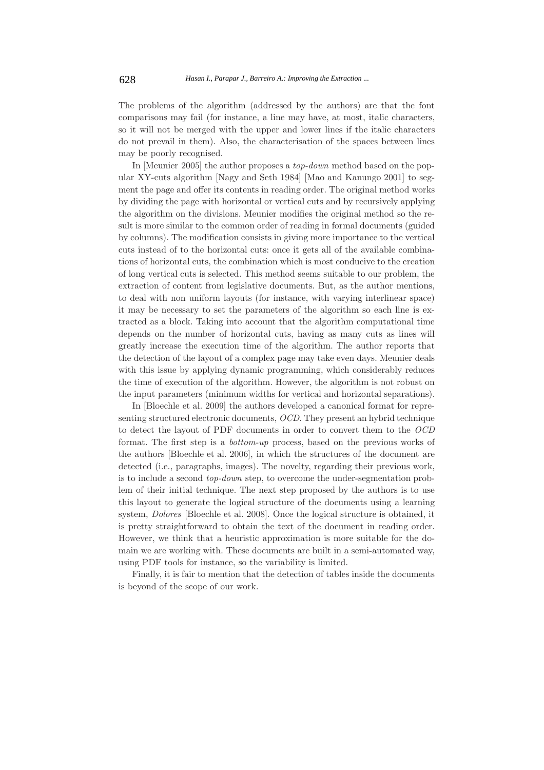The problems of the algorithm (addressed by the authors) are that the font comparisons may fail (for instance, a line may have, at most, italic characters, so it will not be merged with the upper and lower lines if the italic characters do not prevail in them). Also, the characterisation of the spaces between lines may be poorly recognised.

In [Meunier 2005] the author proposes a *top-down* method based on the popular XY-cuts algorithm [Nagy and Seth 1984] [Mao and Kanungo 2001] to segment the page and offer its contents in reading order. The original method works by dividing the page with horizontal or vertical cuts and by recursively applying the algorithm on the divisions. Meunier modifies the original method so the result is more similar to the common order of reading in formal documents (guided by columns). The modification consists in giving more importance to the vertical cuts instead of to the horizontal cuts: once it gets all of the available combinations of horizontal cuts, the combination which is most conducive to the creation of long vertical cuts is selected. This method seems suitable to our problem, the extraction of content from legislative documents. But, as the author mentions, to deal with non uniform layouts (for instance, with varying interlinear space) it may be necessary to set the parameters of the algorithm so each line is extracted as a block. Taking into account that the algorithm computational time depends on the number of horizontal cuts, having as many cuts as lines will greatly increase the execution time of the algorithm. The author reports that the detection of the layout of a complex page may take even days. Meunier deals with this issue by applying dynamic programming, which considerably reduces the time of execution of the algorithm. However, the algorithm is not robust on the input parameters (minimum widths for vertical and horizontal separations).

In [Bloechle et al. 2009] the authors developed a canonical format for representing structured electronic documents, *OCD*. They present an hybrid technique to detect the layout of PDF documents in order to convert them to the *OCD* format. The first step is a *bottom-up* process, based on the previous works of the authors [Bloechle et al. 2006], in which the structures of the document are detected (i.e., paragraphs, images). The novelty, regarding their previous work, is to include a second *top-down* step, to overcome the under-segmentation problem of their initial technique. The next step proposed by the authors is to use this layout to generate the logical structure of the documents using a learning system, *Dolores* [Bloechle et al. 2008]. Once the logical structure is obtained, it is pretty straightforward to obtain the text of the document in reading order. However, we think that a heuristic approximation is more suitable for the domain we are working with. These documents are built in a semi-automated way, using PDF tools for instance, so the variability is limited.

Finally, it is fair to mention that the detection of tables inside the documents is beyond of the scope of our work.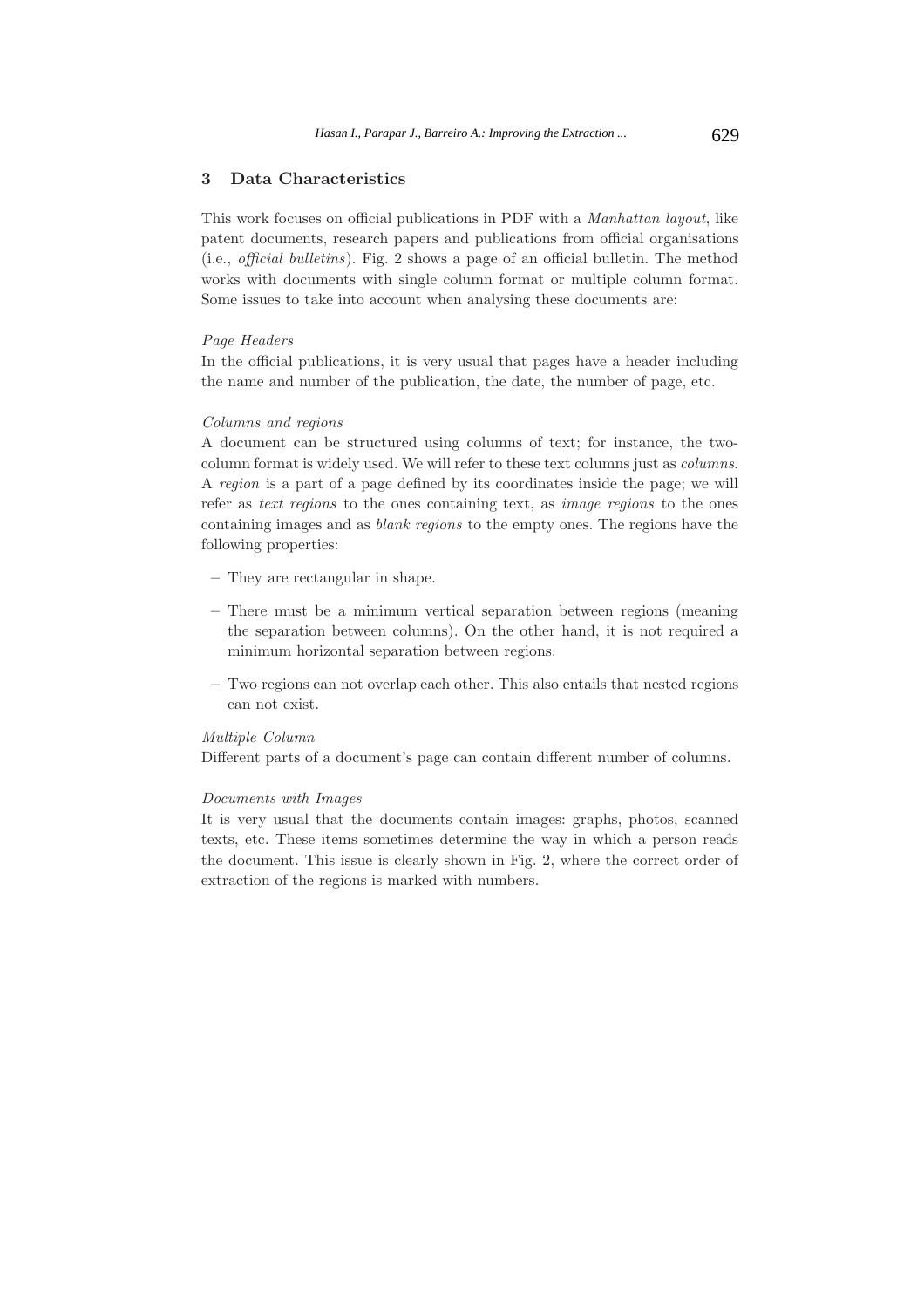## 3 Data Characteristics

This work focuses on official publications in PDF with a *Manhattan layout*, like patent documents, research papers and publications from official organisations (i.e., *official bulletins*). Fig. 2 shows a page of an official bulletin. The method works with documents with single column format or multiple column format. Some issues to take into account when analysing these documents are:

*Page Headers*
In the official publications, it is very usual that pages have a header including the name and number of the publication, the date, the number of page, etc.

*Columns and regions*
A document can be structured using columns of text; for instance, the two-column format is widely used. We will refer to these text columns just as *columns*. A *region* is a part of a page defined by its coordinates inside the page; we will refer as *text regions* to the ones containing text, as *image regions* to the ones containing images and as *blank regions* to the empty ones. The regions have the following properties:

– They are rectangular in shape.

– There must be a minimum vertical separation between regions (meaning the separation between columns). On the other hand, it is not required a minimum horizontal separation between regions.

– Two regions can not overlap each other. This also entails that nested regions can not exist.

*Multiple Column*
Different parts of a document's page can contain different number of columns.

*Documents with Images*
It is very usual that the documents contain images: graphs, photos, scanned texts, etc. These items sometimes determine the way in which a person reads the document. This issue is clearly shown in Fig. 2, where the correct order of extraction of the regions is marked with numbers.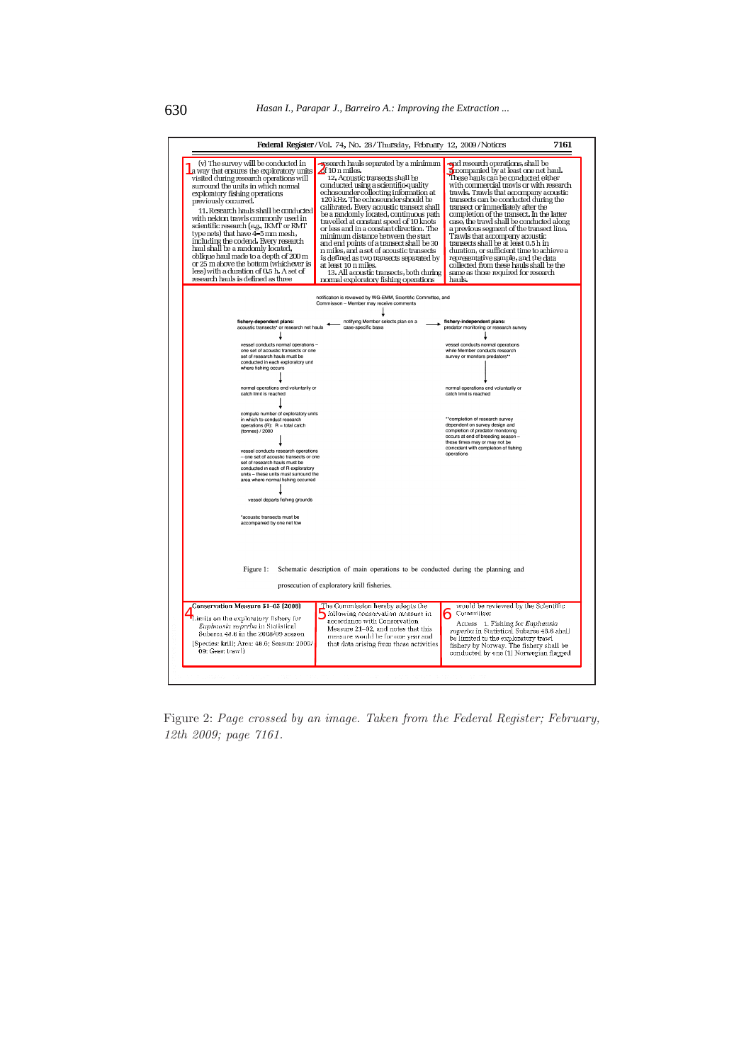Federal Register / Vol. 74, No. 28 / Thursday, February 12, 2009 / Notices 7161

1 (v) The survey will be conducted in a way that ensures the exploratory units visited during research operations will surround the units in which normal exploratory fishing operations previously occurred.

11. Research hauls shall be conducted with nekton trawls commonly used in scientific research (e.g., IKMT or RMT type nets) that have 4–5 mm mesh, including the codend. Every research haul shall be a randomly located, oblique haul made to a depth of 200 m or 25 m above the bottom (whichever is less) with a duration of 0.5 h. A set of research hauls is defined as three

2 research hauls separated by a minimum of 10 n miles.

12. Acoustic transects shall be conducted using a scientific-quality echosounder collecting information at 120 kHz. The echosounder should be calibrated. Every acoustic transect shall be a randomly located, continuous path travelled at constant speed of 10 knots or less and in a constant direction. The minimum distance between the start and end points of a transect shall be 30 n miles, and a set of acoustic transects is defined as two transects separated by at least 10 n miles.

13. All acoustic transects, both during normal exploratory fishing operations

3 and research operations, shall be accompanied by at least one net haul. These hauls can be conducted either with commercial trawls or with research trawls. Trawls that accompany acoustic transects can be conducted during the transect or immediately after the completion of the transect. In the latter case, the trawl shall be conducted along a previous segment of the transect line. Trawls that accompany acoustic transects shall be at least 0.5 h in duration, or sufficient time to achieve a representative sample, and the data collected from these hauls shall be the same as those required for research hauls.

notification is reviewed by WG-EMM, Scientific Committee, and Commission – Member may receive comments

notifying Member selects plan on a case-specific basis

**fishery-dependent plans:** acoustic transects* or research net hauls

vessel conducts normal operations – one set of acoustic transects or one set of research hauls must be conducted in each exploratory unit where fishing occurs

normal operations end voluntarily or catch limit is reached

compute number of exploratory units in which to conduct research operations (R): R = total catch (tonnes) / 2000

vessel conducts research operations – one set of acoustic transects or one set of research hauls must be conducted in each of R exploratory units – these units must surround the area where normal fishing occurred

vessel departs fishing grounds

*acoustic transects must be accompanied by one net tow

**fishery-independent plans:** predator monitoring or research survey

vessel conducts normal operations while Member conducts research survey or monitors predators**

normal operations end voluntarily or catch limit is reached

**completion of research survey dependent on survey design and completion of predator monitoring occurs at end of breeding season – these times may or may not be coincident with completion of fishing operations

Figure 1: Schematic description of main operations to be conducted during the planning and prosecution of exploratory krill fisheries.

4 Conservation Measure 51–05 (2008)

Limits on the exploratory fishery for *Euphausia superba* in Statistical Subarea 48.6 in the 2008/09 season

[Species: krill; Area: 48.6; Season: 2008/09; Gear: trawl]

5 The Commission hereby adopts the following conservation measure in accordance with Conservation Measure 21–02, and notes that this measure would be for one year and that data arising from these activities

6 would be reviewed by the Scientific Committee:

Access 1. Fishing for *Euphausia superba* in Statistical Subarea 48.6 shall be limited to the exploratory trawl fishery by Norway. The fishery shall be conducted by one (1) Norwegian flagged

Figure 2: *Page crossed by an image. Taken from the Federal Register; February, 12th 2009; page 7161.*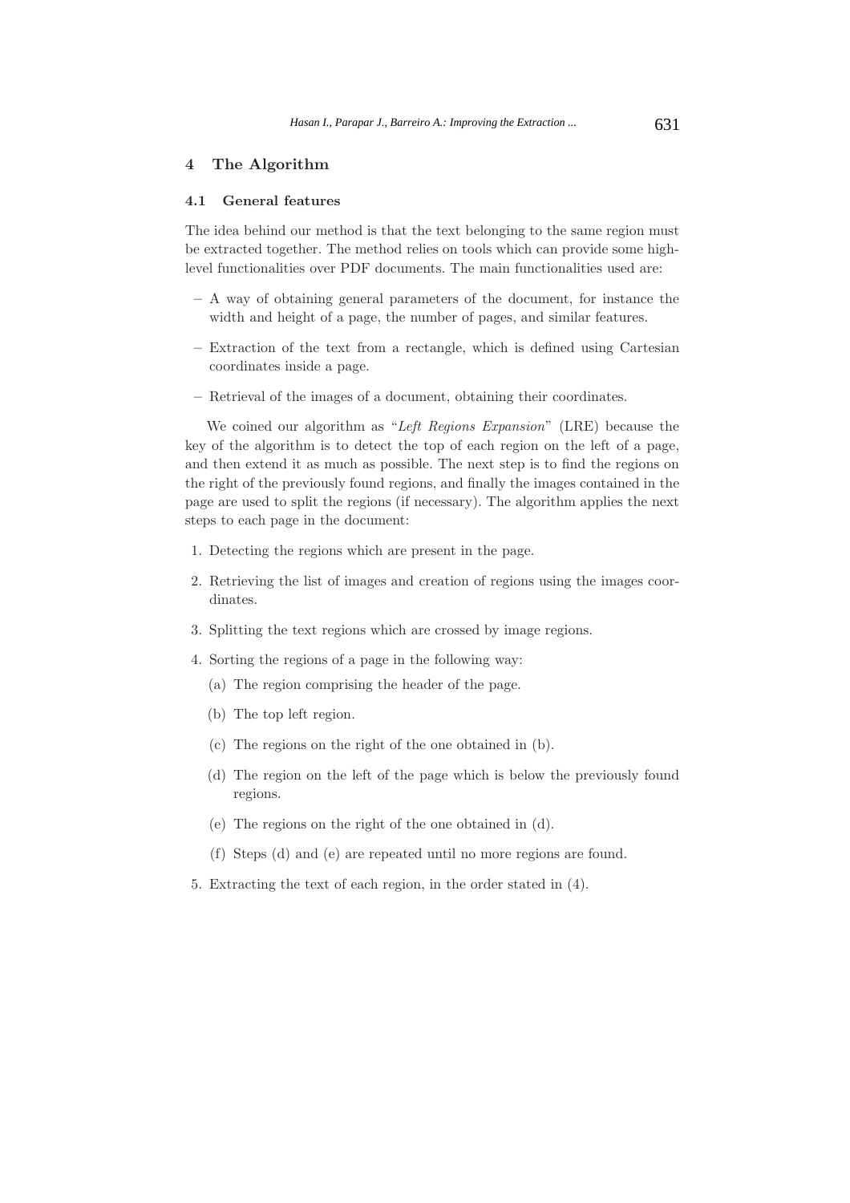## 4 The Algorithm

### 4.1 General features

The idea behind our method is that the text belonging to the same region must be extracted together. The method relies on tools which can provide some high-level functionalities over PDF documents. The main functionalities used are:

- A way of obtaining general parameters of the document, for instance the width and height of a page, the number of pages, and similar features.
- Extraction of the text from a rectangle, which is defined using Cartesian coordinates inside a page.
- Retrieval of the images of a document, obtaining their coordinates.

We coined our algorithm as "*Left Regions Expansion*" (LRE) because the key of the algorithm is to detect the top of each region on the left of a page, and then extend it as much as possible. The next step is to find the regions on the right of the previously found regions, and finally the images contained in the page are used to split the regions (if necessary). The algorithm applies the next steps to each page in the document:

1. Detecting the regions which are present in the page.
2. Retrieving the list of images and creation of regions using the images coordinates.
3. Splitting the text regions which are crossed by image regions.
4. Sorting the regions of a page in the following way:
   (a) The region comprising the header of the page.
   (b) The top left region.
   (c) The regions on the right of the one obtained in (b).
   (d) The region on the left of the page which is below the previously found regions.
   (e) The regions on the right of the one obtained in (d).
   (f) Steps (d) and (e) are repeated until no more regions are found.
5. Extracting the text of each region, in the order stated in (4).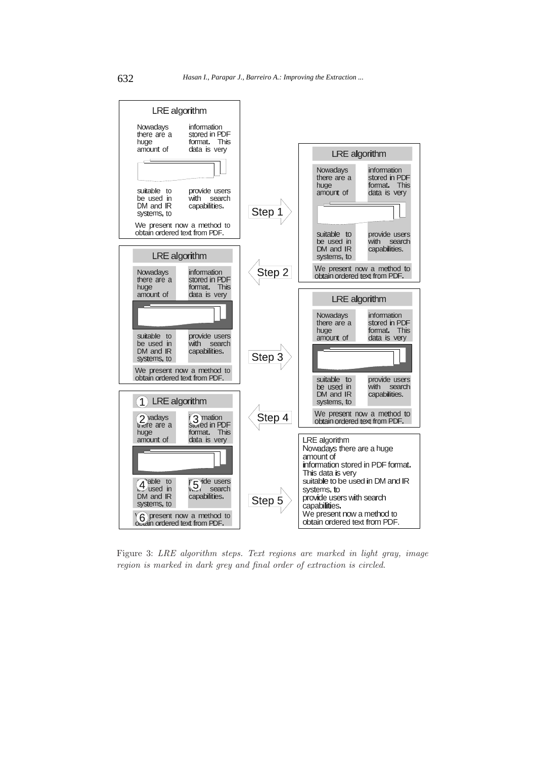Figure 3: *LRE algorithm steps. Text regions are marked in light gray, image region is marked in dark grey and final order of extraction is circled.*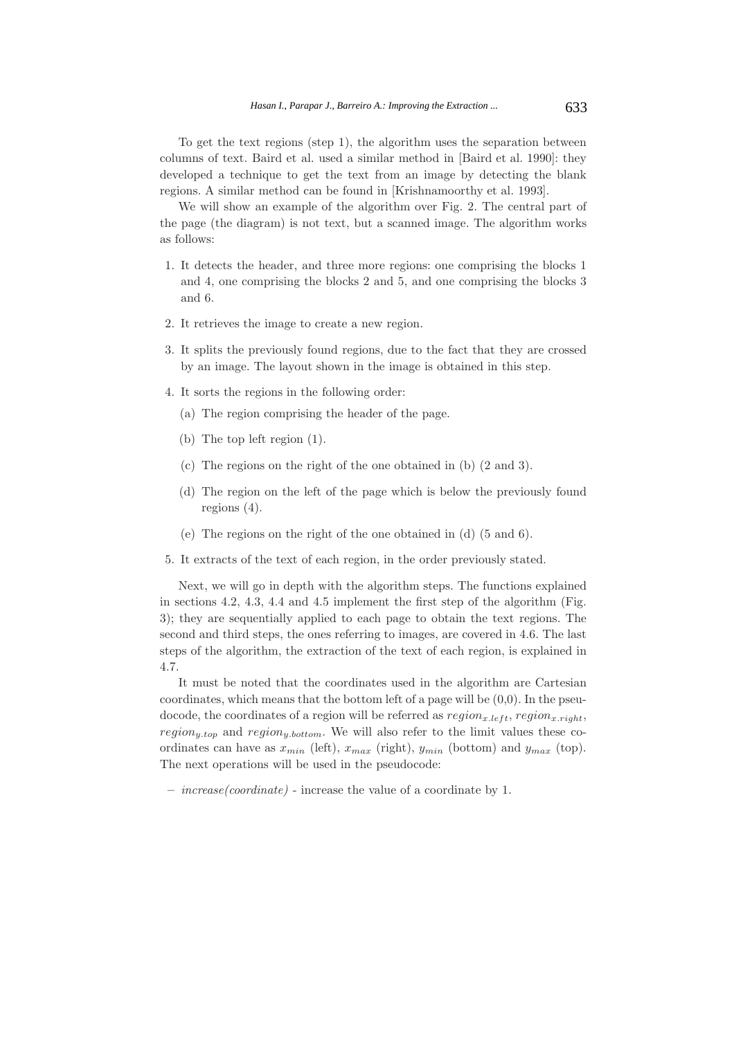To get the text regions (step 1), the algorithm uses the separation between columns of text. Baird et al. used a similar method in [Baird et al. 1990]: they developed a technique to get the text from an image by detecting the blank regions. A similar method can be found in [Krishnamoorthy et al. 1993].

We will show an example of the algorithm over Fig. 2. The central part of the page (the diagram) is not text, but a scanned image. The algorithm works as follows:

1. It detects the header, and three more regions: one comprising the blocks 1 and 4, one comprising the blocks 2 and 5, and one comprising the blocks 3 and 6.
2. It retrieves the image to create a new region.
3. It splits the previously found regions, due to the fact that they are crossed by an image. The layout shown in the image is obtained in this step.
4. It sorts the regions in the following order:
   (a) The region comprising the header of the page.
   (b) The top left region (1).
   (c) The regions on the right of the one obtained in (b) (2 and 3).
   (d) The region on the left of the page which is below the previously found regions (4).
   (e) The regions on the right of the one obtained in (d) (5 and 6).
5. It extracts of the text of each region, in the order previously stated.

Next, we will go in depth with the algorithm steps. The functions explained in sections 4.2, 4.3, 4.4 and 4.5 implement the first step of the algorithm (Fig. 3); they are sequentially applied to each page to obtain the text regions. The second and third steps, the ones referring to images, are covered in 4.6. The last steps of the algorithm, the extraction of the text of each region, is explained in 4.7.

It must be noted that the coordinates used in the algorithm are Cartesian coordinates, which means that the bottom left of a page will be (0,0). In the pseudocode, the coordinates of a region will be referred as $region_{x.left}$, $region_{x.right}$, $region_{y.top}$ and $region_{y.bottom}$. We will also refer to the limit values these coordinates can have as $x_{min}$ (left), $x_{max}$ (right), $y_{min}$ (bottom) and $y_{max}$ (top). The next operations will be used in the pseudocode:

- *increase(coordinate)* - increase the value of a coordinate by 1.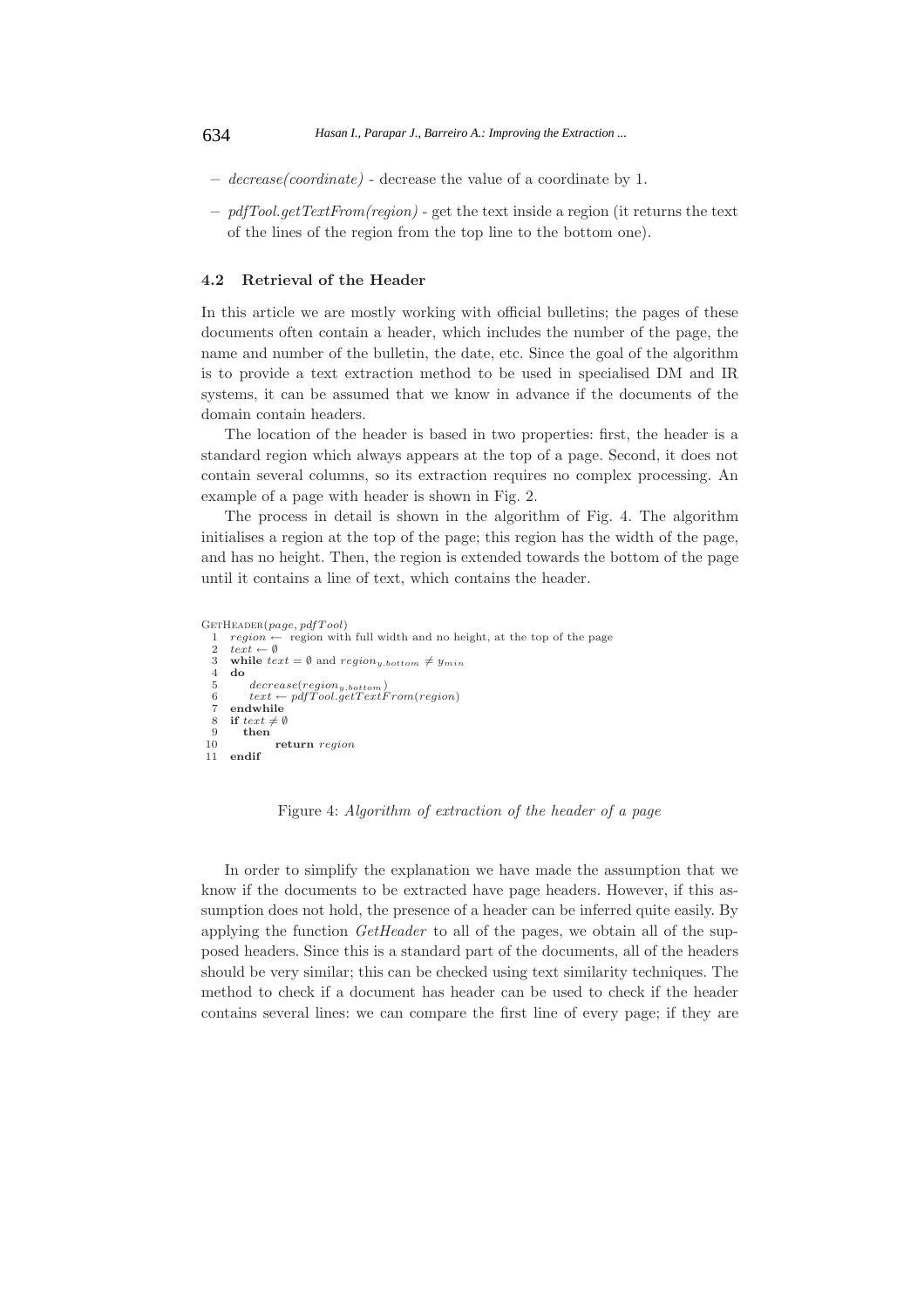- *decrease(coordinate)* - decrease the value of a coordinate by 1.
- *pdfTool.getTextFrom(region)* - get the text inside a region (it returns the text of the lines of the region from the top line to the bottom one).

### 4.2 Retrieval of the Header

In this article we are mostly working with official bulletins; the pages of these documents often contain a header, which includes the number of the page, the name and number of the bulletin, the date, etc. Since the goal of the algorithm is to provide a text extraction method to be used in specialised DM and IR systems, it can be assumed that we know in advance if the documents of the domain contain headers.

The location of the header is based in two properties: first, the header is a standard region which always appears at the top of a page. Second, it does not contain several columns, so its extraction requires no complex processing. An example of a page with header is shown in Fig. 2.

The process in detail is shown in the algorithm of Fig. 4. The algorithm initialises a region at the top of the page; this region has the width of the page, and has no height. Then, the region is extended towards the bottom of the page until it contains a line of text, which contains the header.

```
GetHeader(page, pdfTool)
 1  region ← region with full width and no height, at the top of the page
 2  text ← ∅
 3  while text = ∅ and region_y.bottom ≠ y_min
 4  do
 5      decrease(region_y.bottom)
 6      text ← pdfTool.getTextFrom(region)
 7  endwhile
 8  if text ≠ ∅
 9     then
10          return region
11  endif
```

Figure 4: *Algorithm of extraction of the header of a page*

In order to simplify the explanation we have made the assumption that we know if the documents to be extracted have page headers. However, if this assumption does not hold, the presence of a header can be inferred quite easily. By applying the function *GetHeader* to all of the pages, we obtain all of the supposed headers. Since this is a standard part of the documents, all of the headers should be very similar; this can be checked using text similarity techniques. The method to check if a document has header can be used to check if the header contains several lines: we can compare the first line of every page; if they are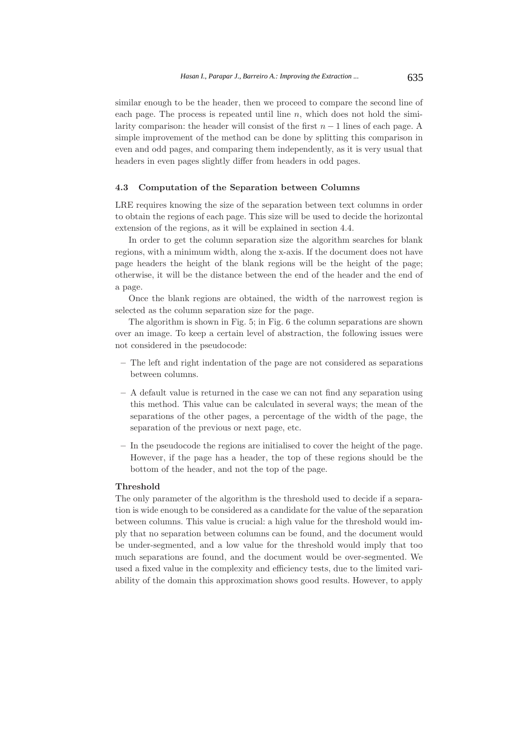similar enough to be the header, then we proceed to compare the second line of each page. The process is repeated until line $n$, which does not hold the similarity comparison: the header will consist of the first $n-1$ lines of each page. A simple improvement of the method can be done by splitting this comparison in even and odd pages, and comparing them independently, as it is very usual that headers in even pages slightly differ from headers in odd pages.

### 4.3 Computation of the Separation between Columns

LRE requires knowing the size of the separation between text columns in order to obtain the regions of each page. This size will be used to decide the horizontal extension of the regions, as it will be explained in section 4.4.

In order to get the column separation size the algorithm searches for blank regions, with a minimum width, along the x-axis. If the document does not have page headers the height of the blank regions will be the height of the page; otherwise, it will be the distance between the end of the header and the end of a page.

Once the blank regions are obtained, the width of the narrowest region is selected as the column separation size for the page.

The algorithm is shown in Fig. 5; in Fig. 6 the column separations are shown over an image. To keep a certain level of abstraction, the following issues were not considered in the pseudocode:

- The left and right indentation of the page are not considered as separations between columns.
- A default value is returned in the case we can not find any separation using this method. This value can be calculated in several ways; the mean of the separations of the other pages, a percentage of the width of the page, the separation of the previous or next page, etc.
- In the pseudocode the regions are initialised to cover the height of the page. However, if the page has a header, the top of these regions should be the bottom of the header, and not the top of the page.

**Threshold**

The only parameter of the algorithm is the threshold used to decide if a separation is wide enough to be considered as a candidate for the value of the separation between columns. This value is crucial: a high value for the threshold would imply that no separation between columns can be found, and the document would be under-segmented, and a low value for the threshold would imply that too much separations are found, and the document would be over-segmented. We used a fixed value in the complexity and efficiency tests, due to the limited variability of the domain this approximation shows good results. However, to apply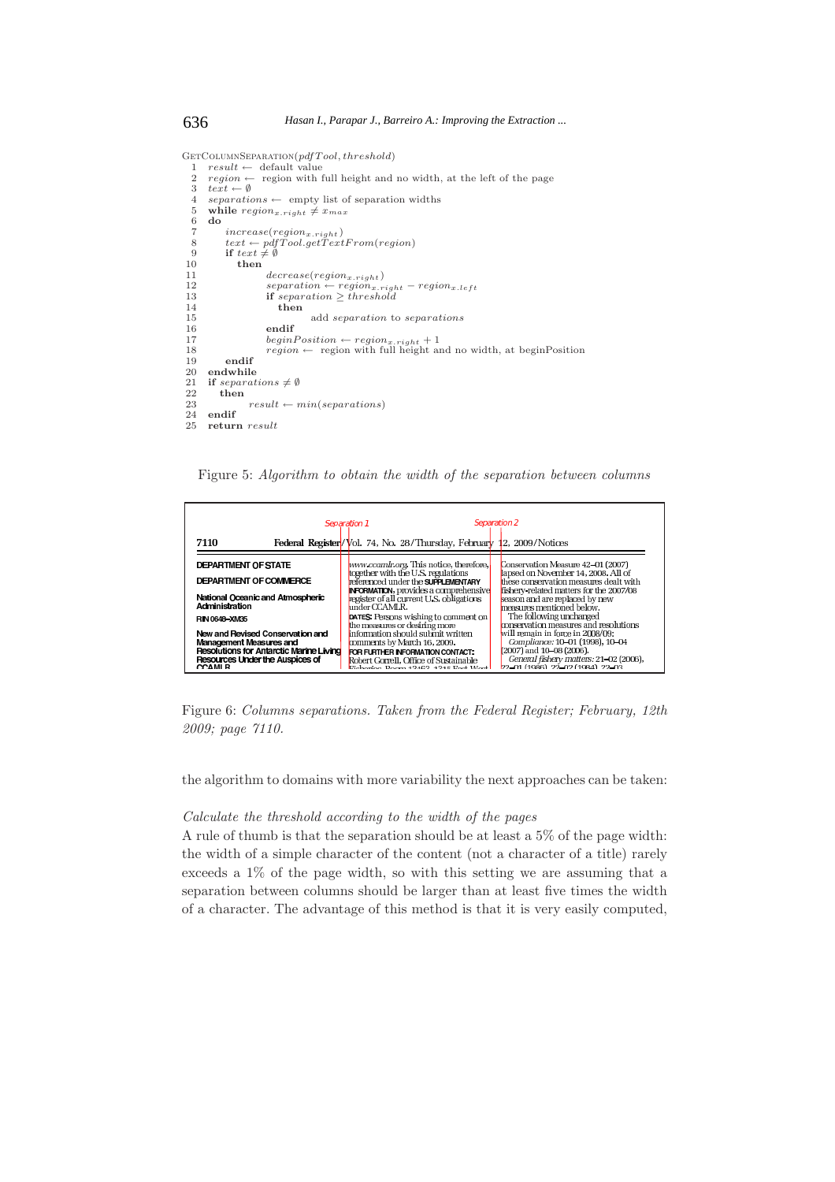```
GetColumnSeparation(pdfTool, threshold)
 1  result ← default value
 2  region ← region with full height and no width, at the left of the page
 3  text ← ∅
 4  separations ← empty list of separation widths
 5  while region_x.right ≠ x_max
 6  do
 7      increase(region_x.right)
 8      text ← pdfTool.getTextFrom(region)
 9      if text ≠ ∅
10         then
11              decrease(region_x.right)
12              separation ← region_x.right − region_x.left
13              if separation ≥ threshold
14                 then
15                      add separation to separations
16              endif
17              beginPosition ← region_x.right + 1
18              region ← region with full height and no width, at beginPosition
19      endif
20  endwhile
21  if separations ≠ ∅
22     then
23          result ← min(separations)
24  endif
25  return result
```

Figure 5: *Algorithm to obtain the width of the separation between columns*

Figure 6: *Columns separations. Taken from the Federal Register; February, 12th 2009; page 7110.*

the algorithm to domains with more variability the next approaches can be taken:

*Calculate the threshold according to the width of the pages*

A rule of thumb is that the separation should be at least a 5% of the page width: the width of a simple character of the content (not a character of a title) rarely exceeds a 1% of the page width, so with this setting we are assuming that a separation between columns should be larger than at least five times the width of a character. The advantage of this method is that it is very easily computed,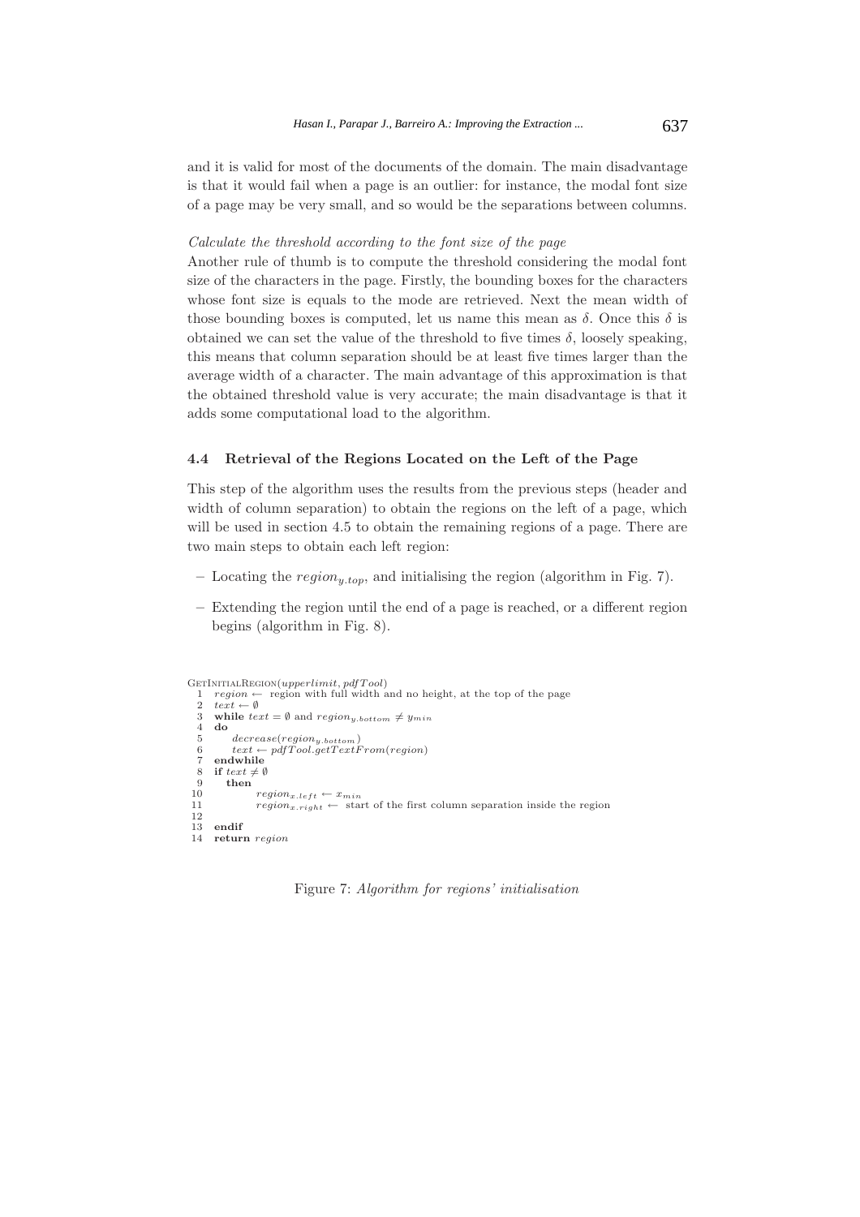and it is valid for most of the documents of the domain. The main disadvantage is that it would fail when a page is an outlier: for instance, the modal font size of a page may be very small, and so would be the separations between columns.

*Calculate the threshold according to the font size of the page*

Another rule of thumb is to compute the threshold considering the modal font size of the characters in the page. Firstly, the bounding boxes for the characters whose font size is equals to the mode are retrieved. Next the mean width of those bounding boxes is computed, let us name this mean as $\delta$. Once this $\delta$ is obtained we can set the value of the threshold to five times $\delta$, loosely speaking, this means that column separation should be at least five times larger than the average width of a character. The main advantage of this approximation is that the obtained threshold value is very accurate; the main disadvantage is that it adds some computational load to the algorithm.

### 4.4 Retrieval of the Regions Located on the Left of the Page

This step of the algorithm uses the results from the previous steps (header and width of column separation) to obtain the regions on the left of a page, which will be used in section 4.5 to obtain the remaining regions of a page. There are two main steps to obtain each left region:

- Locating the $region_{y.top}$, and initialising the region (algorithm in Fig. 7).
- Extending the region until the end of a page is reached, or a different region begins (algorithm in Fig. 8).

```
GetInitialRegion(upperlimit, pdfTool)
 1  region ← region with full width and no height, at the top of the page
 2  text ← ∅
 3  while text = ∅ and region_y.bottom ≠ y_min
 4  do
 5      decrease(region_y.bottom)
 6      text ← pdfTool.getTextFrom(region)
 7  endwhile
 8  if text ≠ ∅
 9     then
10           region_x.left ← x_min
11           region_x.right ← start of the first column separation inside the region
12
13  endif
14  return region
```

Figure 7: *Algorithm for regions' initialisation*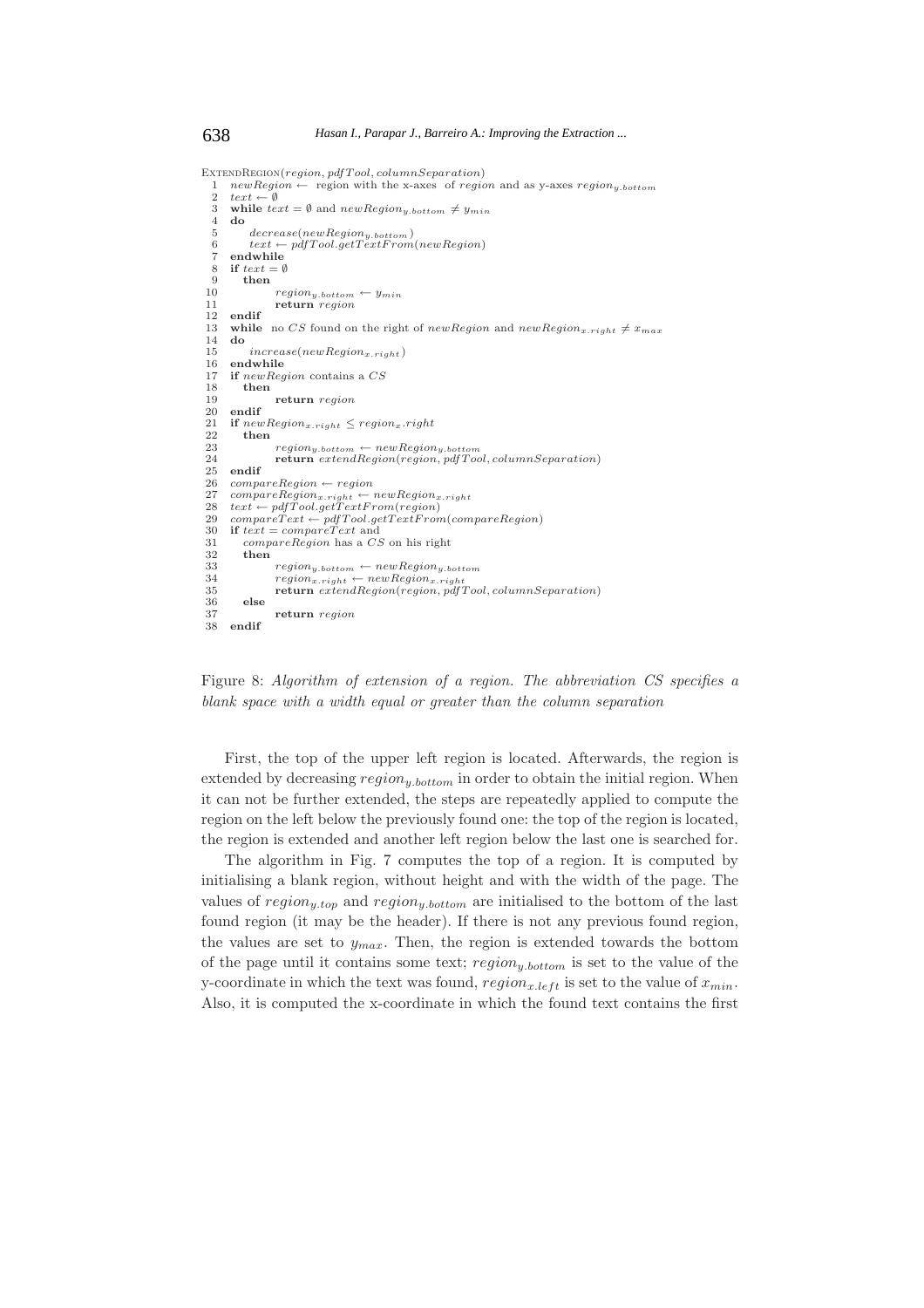```
ExtendRegion(region, pdfTool, columnSeparation)
 1  newRegion ← region with the x-axes of region and as y-axes region_{y.bottom}
 2  text ← ∅
 3  while text = ∅ and newRegion_{y.bottom} ≠ y_{min}
 4  do
 5      decrease(newRegion_{y.bottom})
 6      text ← pdfTool.getTextFrom(newRegion)
 7  endwhile
 8  if text = ∅
 9     then
10          region_{y.bottom} ← y_{min}
11          return region
12  endif
13  while no CS found on the right of newRegion and newRegion_{x.right} ≠ x_{max}
14  do
15     increase(newRegion_{x.right})
16  endwhile
17  if newRegion contains a CS
18     then
19          return region
20  endif
21  if newRegion_{x.right} ≤ region_x.right
22     then
23          region_{y.bottom} ← newRegion_{y.bottom}
24          return extendRegion(region, pdfTool, columnSeparation)
25  endif
26  compareRegion ← region
27  compareRegion_{x.right} ← newRegion_{x.right}
28  text ← pdfTool.getTextFrom(region)
29  compareText ← pdfTool.getTextFrom(compareRegion)
30  if text = compareText and
31     compareRegion has a CS on his right
32     then
33          region_{y.bottom} ← newRegion_{y.bottom}
34          region_{x.right} ← newRegion_{x.right}
35          return extendRegion(region, pdfTool, columnSeparation)
36     else
37          return region
38  endif
```

Figure 8: *Algorithm of extension of a region. The abbreviation CS specifies a blank space with a width equal or greater than the column separation*

First, the top of the upper left region is located. Afterwards, the region is extended by decreasing $region_{y.bottom}$ in order to obtain the initial region. When it can not be further extended, the steps are repeatedly applied to compute the region on the left below the previously found one: the top of the region is located, the region is extended and another left region below the last one is searched for.

The algorithm in Fig. 7 computes the top of a region. It is computed by initialising a blank region, without height and with the width of the page. The values of $region_{y.top}$ and $region_{y.bottom}$ are initialised to the bottom of the last found region (it may be the header). If there is not any previous found region, the values are set to $y_{max}$. Then, the region is extended towards the bottom of the page until it contains some text; $region_{y.bottom}$ is set to the value of the y-coordinate in which the text was found, $region_{x.left}$ is set to the value of $x_{min}$. Also, it is computed the x-coordinate in which the found text contains the first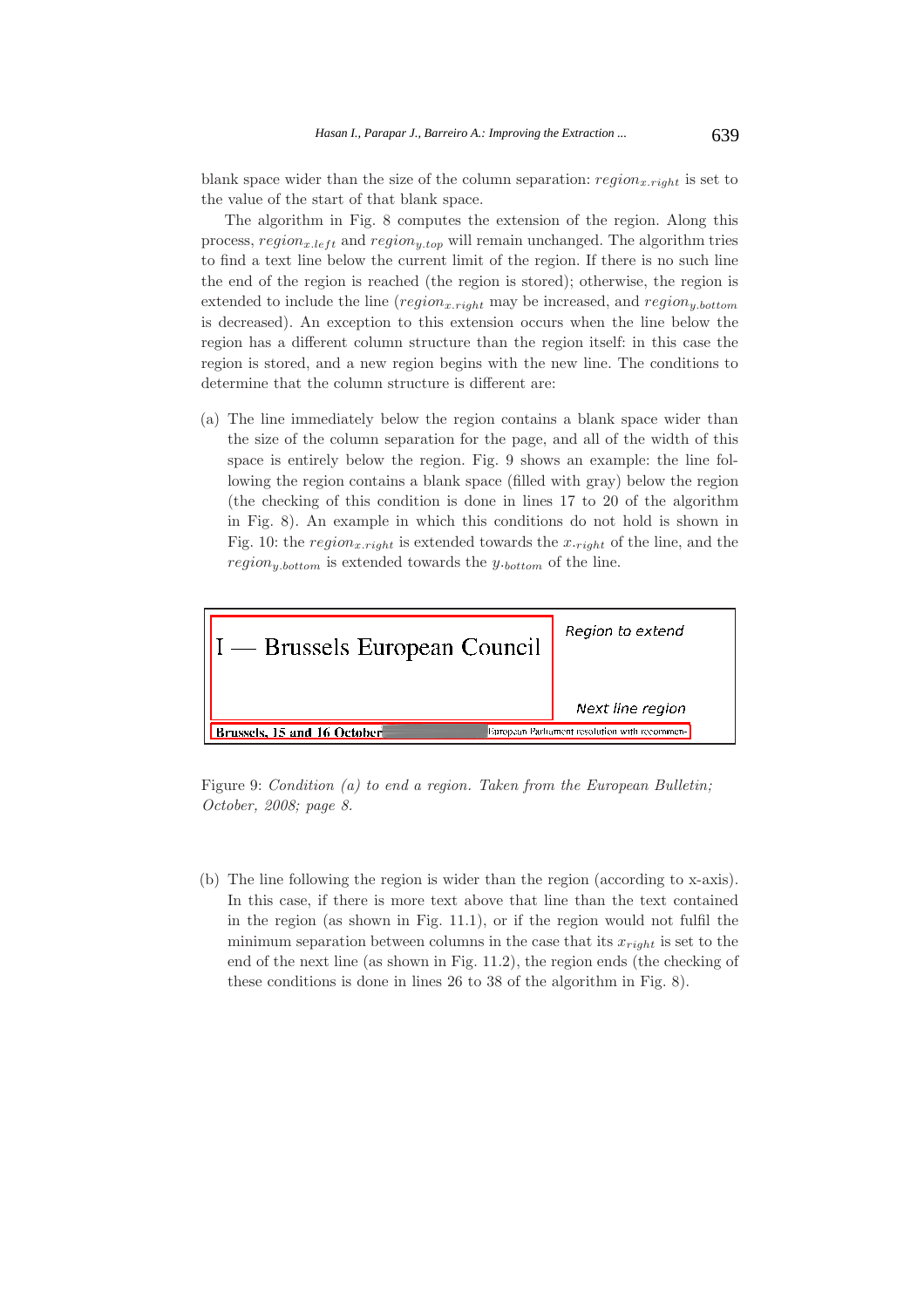blank space wider than the size of the column separation: $region_{x.right}$ is set to the value of the start of that blank space.

The algorithm in Fig. 8 computes the extension of the region. Along this process, $region_{x.left}$ and $region_{y.top}$ will remain unchanged. The algorithm tries to find a text line below the current limit of the region. If there is no such line the end of the region is reached (the region is stored); otherwise, the region is extended to include the line ($region_{x.right}$ may be increased, and $region_{y.bottom}$ is decreased). An exception to this extension occurs when the line below the region has a different column structure than the region itself: in this case the region is stored, and a new region begins with the new line. The conditions to determine that the column structure is different are:

(a) The line immediately below the region contains a blank space wider than the size of the column separation for the page, and all of the width of this space is entirely below the region. Fig. 9 shows an example: the line following the region contains a blank space (filled with gray) below the region (the checking of this condition is done in lines 17 to 20 of the algorithm in Fig. 8). An example in which this conditions do not hold is shown in Fig. 10: the $region_{x.right}$ is extended towards the $x._{right}$ of the line, and the $region_{y.bottom}$ is extended towards the $y._{bottom}$ of the line.

Figure 9: *Condition (a) to end a region. Taken from the European Bulletin; October, 2008; page 8.*

(b) The line following the region is wider than the region (according to x-axis). In this case, if there is more text above that line than the text contained in the region (as shown in Fig. 11.1), or if the region would not fulfil the minimum separation between columns in the case that its $x_{right}$ is set to the end of the next line (as shown in Fig. 11.2), the region ends (the checking of these conditions is done in lines 26 to 38 of the algorithm in Fig. 8).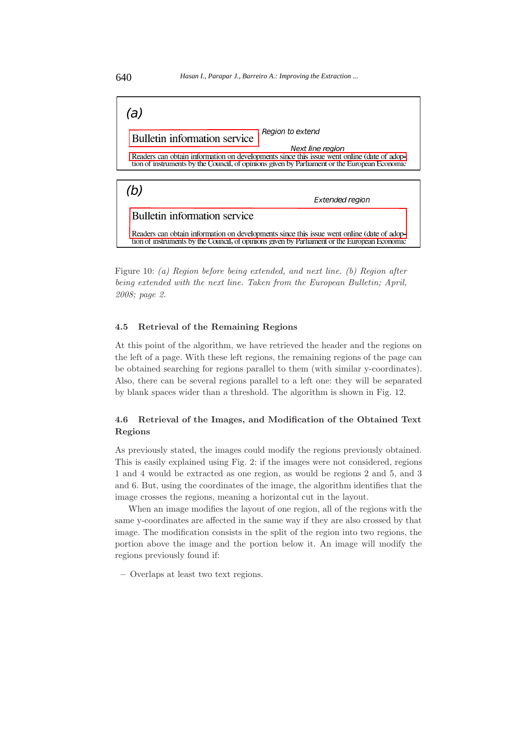Figure 10: *(a) Region before being extended, and next line. (b) Region after being extended with the next line. Taken from the European Bulletin; April, 2008; page 2.*

### 4.5 Retrieval of the Remaining Regions

At this point of the algorithm, we have retrieved the header and the regions on the left of a page. With these left regions, the remaining regions of the page can be obtained searching for regions parallel to them (with similar y-coordinates). Also, there can be several regions parallel to a left one: they will be separated by blank spaces wider than a threshold. The algorithm is shown in Fig. 12.

### 4.6 Retrieval of the Images, and Modification of the Obtained Text Regions

As previously stated, the images could modify the regions previously obtained. This is easily explained using Fig. 2: if the images were not considered, regions 1 and 4 would be extracted as one region, as would be regions 2 and 5, and 3 and 6. But, using the coordinates of the image, the algorithm identifies that the image crosses the regions, meaning a horizontal cut in the layout.

When an image modifies the layout of one region, all of the regions with the same y-coordinates are affected in the same way if they are also crossed by that image. The modification consists in the split of the region into two regions, the portion above the image and the portion below it. An image will modify the regions previously found if:

– Overlaps at least two text regions.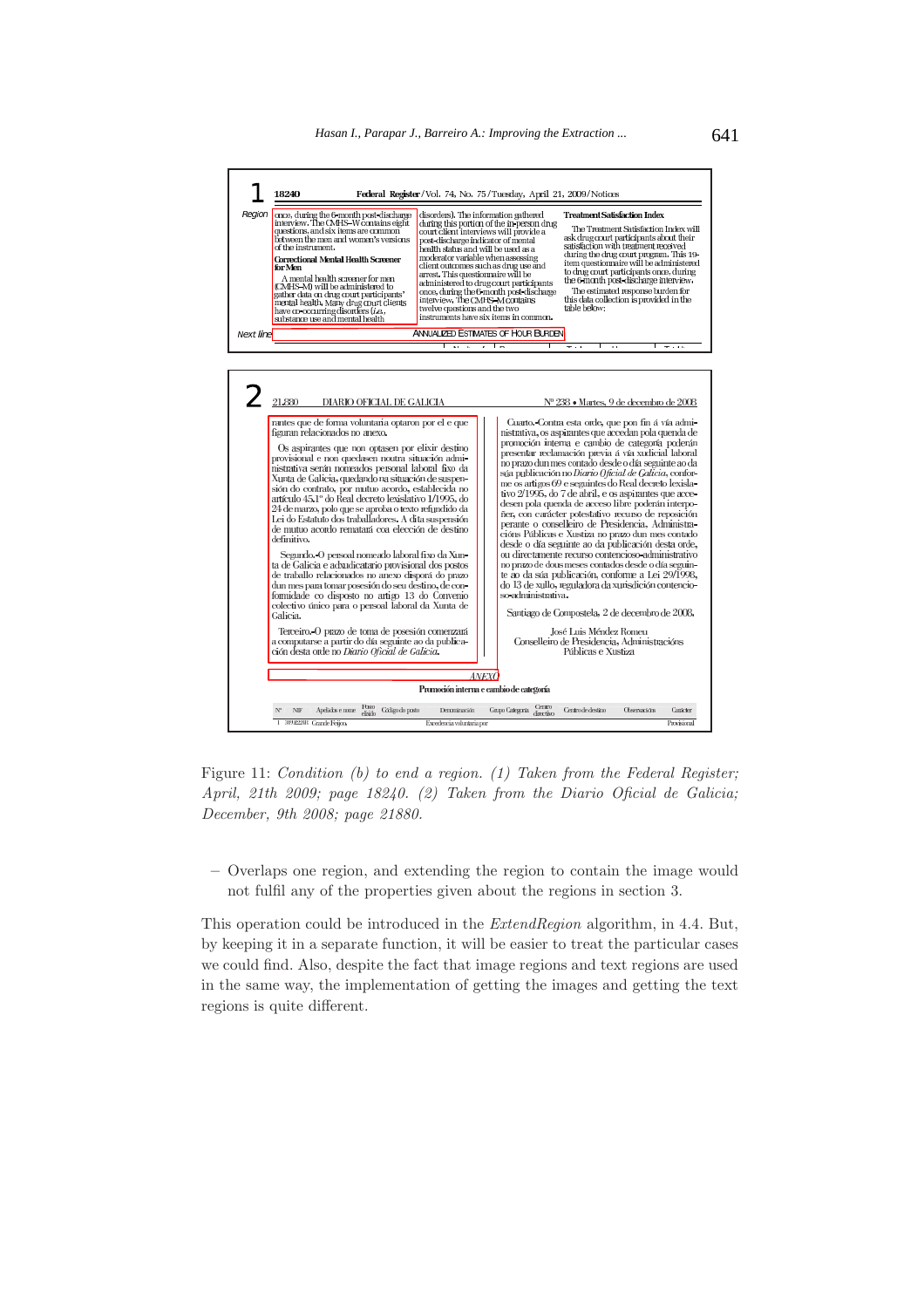Figure 11: *Condition (b) to end a region. (1) Taken from the Federal Register; April, 21th 2009; page 18240. (2) Taken from the Diario Oficial de Galicia; December, 9th 2008; page 21880.*

– Overlaps one region, and extending the region to contain the image would not fulfil any of the properties given about the regions in section 3.

This operation could be introduced in the *ExtendRegion* algorithm, in 4.4. But, by keeping it in a separate function, it will be easier to treat the particular cases we could find. Also, despite the fact that image regions and text regions are used in the same way, the implementation of getting the images and getting the text regions is quite different.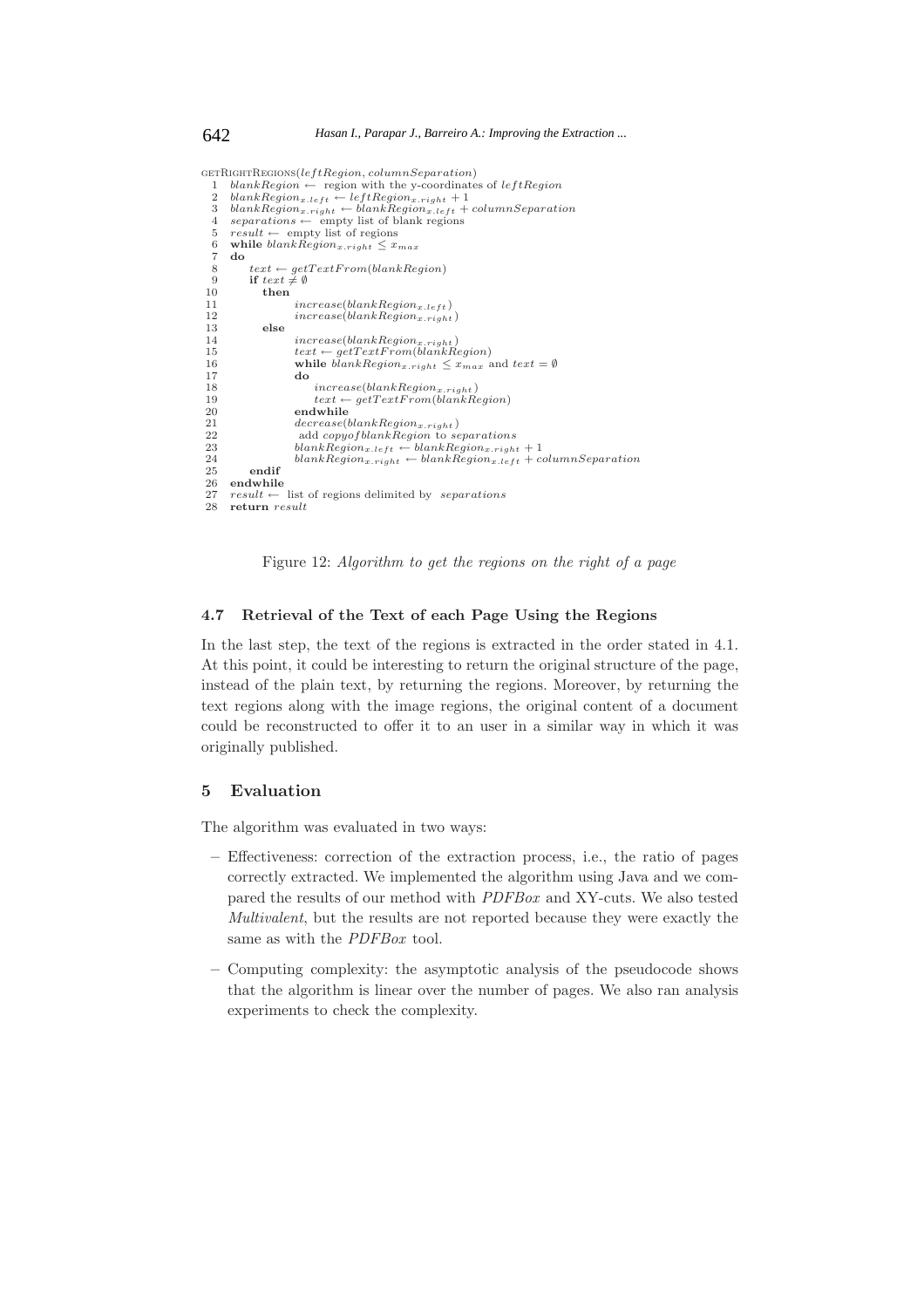```
getRightRegions(leftRegion, columnSeparation)
 1  blankRegion ← region with the y-coordinates of leftRegion
 2  blankRegion_x.left ← leftRegion_x.right + 1
 3  blankRegion_x.right ← blankRegion_x.left + columnSeparation
 4  separations ← empty list of blank regions
 5  result ← empty list of regions
 6  while blankRegion_x.right ≤ x_max
 7  do
 8      text ← getTextFrom(blankRegion)
 9      if text ≠ ∅
10         then
11                increase(blankRegion_x.left)
12                increase(blankRegion_x.right)
13         else
14                increase(blankRegion_x.right)
15                text ← getTextFrom(blankRegion)
16                while blankRegion_x.right ≤ x_max and text = ∅
17                do
18                    increase(blankRegion_x.right)
19                    text ← getTextFrom(blankRegion)
20                endwhile
21                decrease(blankRegion_x.right)
22                add copyofblankRegion to separations
23                blankRegion_x.left ← blankRegion_x.right + 1
24                blankRegion_x.right ← blankRegion_x.left + columnSeparation
25      endif
26  endwhile
27  result ← list of regions delimited by separations
28  return result
```

Figure 12: *Algorithm to get the regions on the right of a page*

### 4.7 Retrieval of the Text of each Page Using the Regions

In the last step, the text of the regions is extracted in the order stated in 4.1. At this point, it could be interesting to return the original structure of the page, instead of the plain text, by returning the regions. Moreover, by returning the text regions along with the image regions, the original content of a document could be reconstructed to offer it to an user in a similar way in which it was originally published.

## 5 Evaluation

The algorithm was evaluated in two ways:

- Effectiveness: correction of the extraction process, i.e., the ratio of pages correctly extracted. We implemented the algorithm using Java and we compared the results of our method with *PDFBox* and XY-cuts. We also tested *Multivalent*, but the results are not reported because they were exactly the same as with the *PDFBox* tool.
- Computing complexity: the asymptotic analysis of the pseudocode shows that the algorithm is linear over the number of pages. We also ran analysis experiments to check the complexity.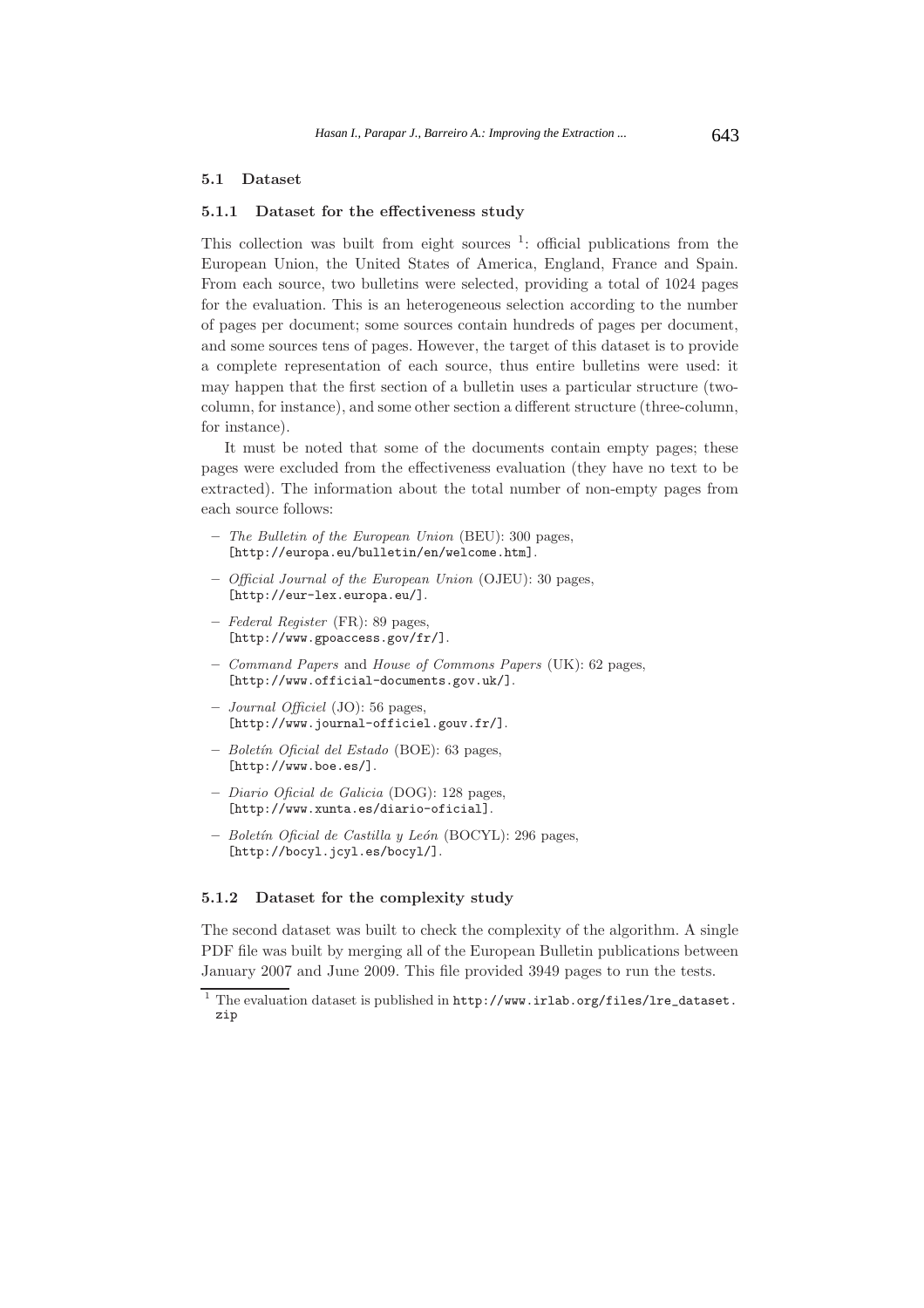### 5.1 Dataset

#### 5.1.1 Dataset for the effectiveness study

This collection was built from eight sources [1]: official publications from the European Union, the United States of America, England, France and Spain. From each source, two bulletins were selected, providing a total of 1024 pages for the evaluation. This is an heterogeneous selection according to the number of pages per document; some sources contain hundreds of pages per document, and some sources tens of pages. However, the target of this dataset is to provide a complete representation of each source, thus entire bulletins were used: it may happen that the first section of a bulletin uses a particular structure (two-column, for instance), and some other section a different structure (three-column, for instance).

It must be noted that some of the documents contain empty pages; these pages were excluded from the effectiveness evaluation (they have no text to be extracted). The information about the total number of non-empty pages from each source follows:

- *The Bulletin of the European Union* (BEU): 300 pages, [`http://europa.eu/bulletin/en/welcome.htm`].
- *Official Journal of the European Union* (OJEU): 30 pages, [`http://eur-lex.europa.eu/`].
- *Federal Register* (FR): 89 pages, [`http://www.gpoaccess.gov/fr/`].
- *Command Papers* and *House of Commons Papers* (UK): 62 pages, [`http://www.official-documents.gov.uk/`].
- *Journal Officiel* (JO): 56 pages, [`http://www.journal-officiel.gouv.fr/`].
- *Boletín Oficial del Estado* (BOE): 63 pages, [`http://www.boe.es/`].
- *Diario Oficial de Galicia* (DOG): 128 pages, [`http://www.xunta.es/diario-oficial`].
- *Boletín Oficial de Castilla y León* (BOCYL): 296 pages, [`http://bocyl.jcyl.es/bocyl/`].

#### 5.1.2 Dataset for the complexity study

The second dataset was built to check the complexity of the algorithm. A single PDF file was built by merging all of the European Bulletin publications between January 2007 and June 2009. This file provided 3949 pages to run the tests.

[1] The evaluation dataset is published in `http://www.irlab.org/files/lre_dataset.zip`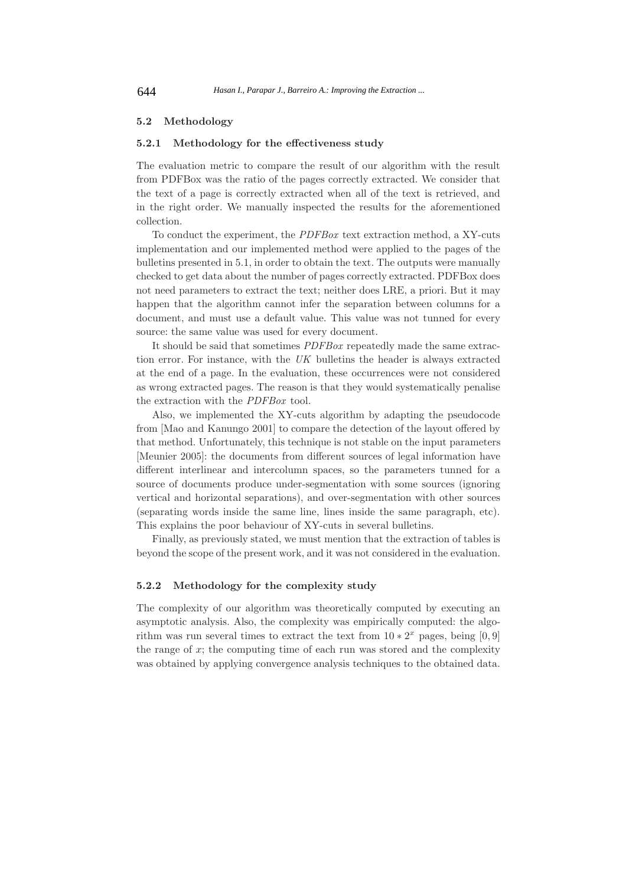### 5.2 Methodology

#### 5.2.1 Methodology for the effectiveness study

The evaluation metric to compare the result of our algorithm with the result from PDFBox was the ratio of the pages correctly extracted. We consider that the text of a page is correctly extracted when all of the text is retrieved, and in the right order. We manually inspected the results for the aforementioned collection.

To conduct the experiment, the *PDFBox* text extraction method, a XY-cuts implementation and our implemented method were applied to the pages of the bulletins presented in 5.1, in order to obtain the text. The outputs were manually checked to get data about the number of pages correctly extracted. PDFBox does not need parameters to extract the text; neither does LRE, a priori. But it may happen that the algorithm cannot infer the separation between columns for a document, and must use a default value. This value was not tunned for every source: the same value was used for every document.

It should be said that sometimes *PDFBox* repeatedly made the same extraction error. For instance, with the *UK* bulletins the header is always extracted at the end of a page. In the evaluation, these occurrences were not considered as wrong extracted pages. The reason is that they would systematically penalise the extraction with the *PDFBox* tool.

Also, we implemented the XY-cuts algorithm by adapting the pseudocode from [Mao and Kanungo 2001] to compare the detection of the layout offered by that method. Unfortunately, this technique is not stable on the input parameters [Meunier 2005]: the documents from different sources of legal information have different interlinear and intercolumn spaces, so the parameters tunned for a source of documents produce under-segmentation with some sources (ignoring vertical and horizontal separations), and over-segmentation with other sources (separating words inside the same line, lines inside the same paragraph, etc). This explains the poor behaviour of XY-cuts in several bulletins.

Finally, as previously stated, we must mention that the extraction of tables is beyond the scope of the present work, and it was not considered in the evaluation.

#### 5.2.2 Methodology for the complexity study

The complexity of our algorithm was theoretically computed by executing an asymptotic analysis. Also, the complexity was empirically computed: the algorithm was run several times to extract the text from $10 * 2^x$ pages, being $[0, 9]$ the range of $x$; the computing time of each run was stored and the complexity was obtained by applying convergence analysis techniques to the obtained data.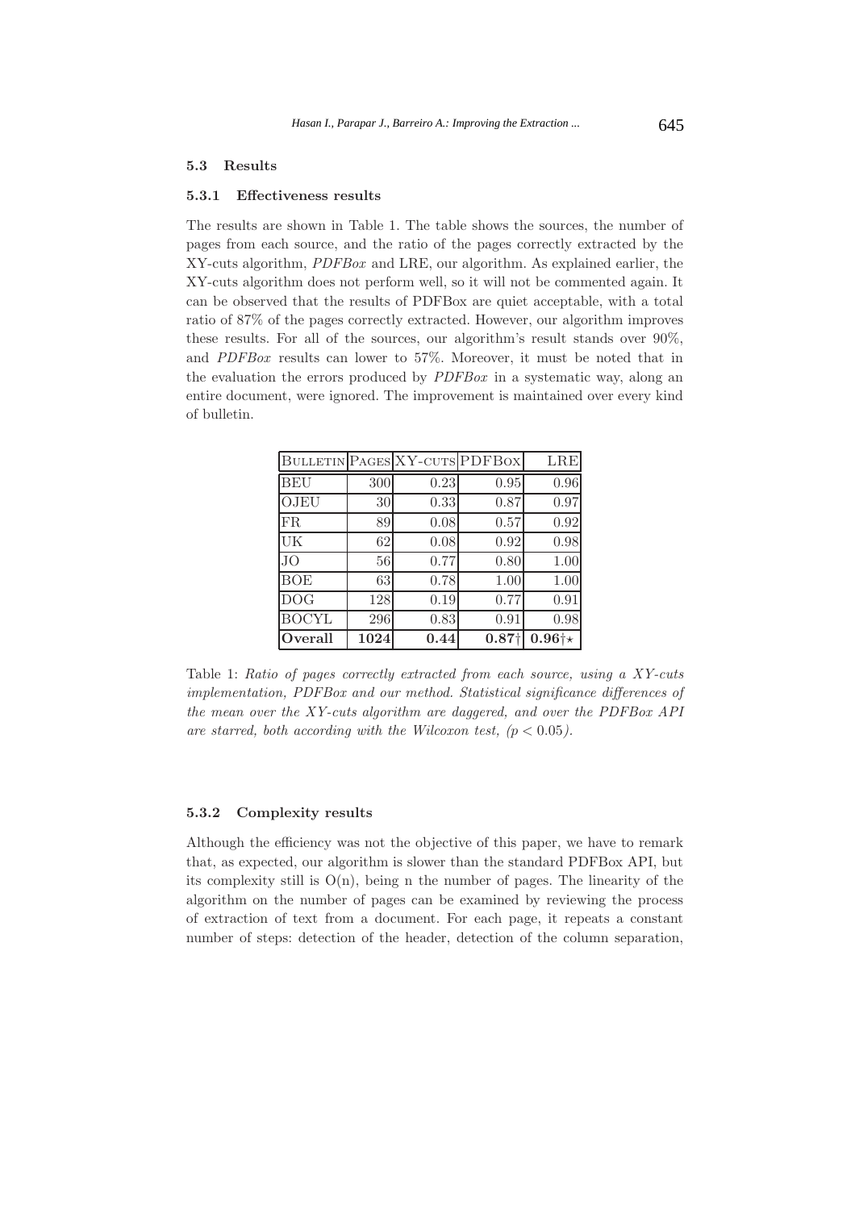### 5.3 Results

#### 5.3.1 Effectiveness results

The results are shown in Table 1. The table shows the sources, the number of pages from each source, and the ratio of the pages correctly extracted by the XY-cuts algorithm, *PDFBox* and LRE, our algorithm. As explained earlier, the XY-cuts algorithm does not perform well, so it will not be commented again. It can be observed that the results of PDFBox are quiet acceptable, with a total ratio of 87% of the pages correctly extracted. However, our algorithm improves these results. For all of the sources, our algorithm's result stands over 90%, and *PDFBox* results can lower to 57%. Moreover, it must be noted that in the evaluation the errors produced by *PDFBox* in a systematic way, along an entire document, were ignored. The improvement is maintained over every kind of bulletin.

| Bulletin | Pages | XY-cuts | PDFBox | LRE |
|---|---|---|---|---|
| BEU | 300 | 0.23 | 0.95 | 0.96 |
| OJEU | 30 | 0.33 | 0.87 | 0.97 |
| FR | 89 | 0.08 | 0.57 | 0.92 |
| UK | 62 | 0.08 | 0.92 | 0.98 |
| JO | 56 | 0.77 | 0.80 | 1.00 |
| BOE | 63 | 0.78 | 1.00 | 1.00 |
| DOG | 128 | 0.19 | 0.77 | 0.91 |
| BOCYL | 296 | 0.83 | 0.91 | 0.98 |
| **Overall** | **1024** | **0.44** | **0.87**† | **0.96**†⋆ |

Table 1: *Ratio of pages correctly extracted from each source, using a XY-cuts implementation, PDFBox and our method. Statistical significance differences of the mean over the XY-cuts algorithm are daggered, and over the PDFBox API are starred, both according with the Wilcoxon test, ($p < 0.05$).*

#### 5.3.2 Complexity results

Although the efficiency was not the objective of this paper, we have to remark that, as expected, our algorithm is slower than the standard PDFBox API, but its complexity still is O(n), being n the number of pages. The linearity of the algorithm on the number of pages can be examined by reviewing the process of extraction of text from a document. For each page, it repeats a constant number of steps: detection of the header, detection of the column separation,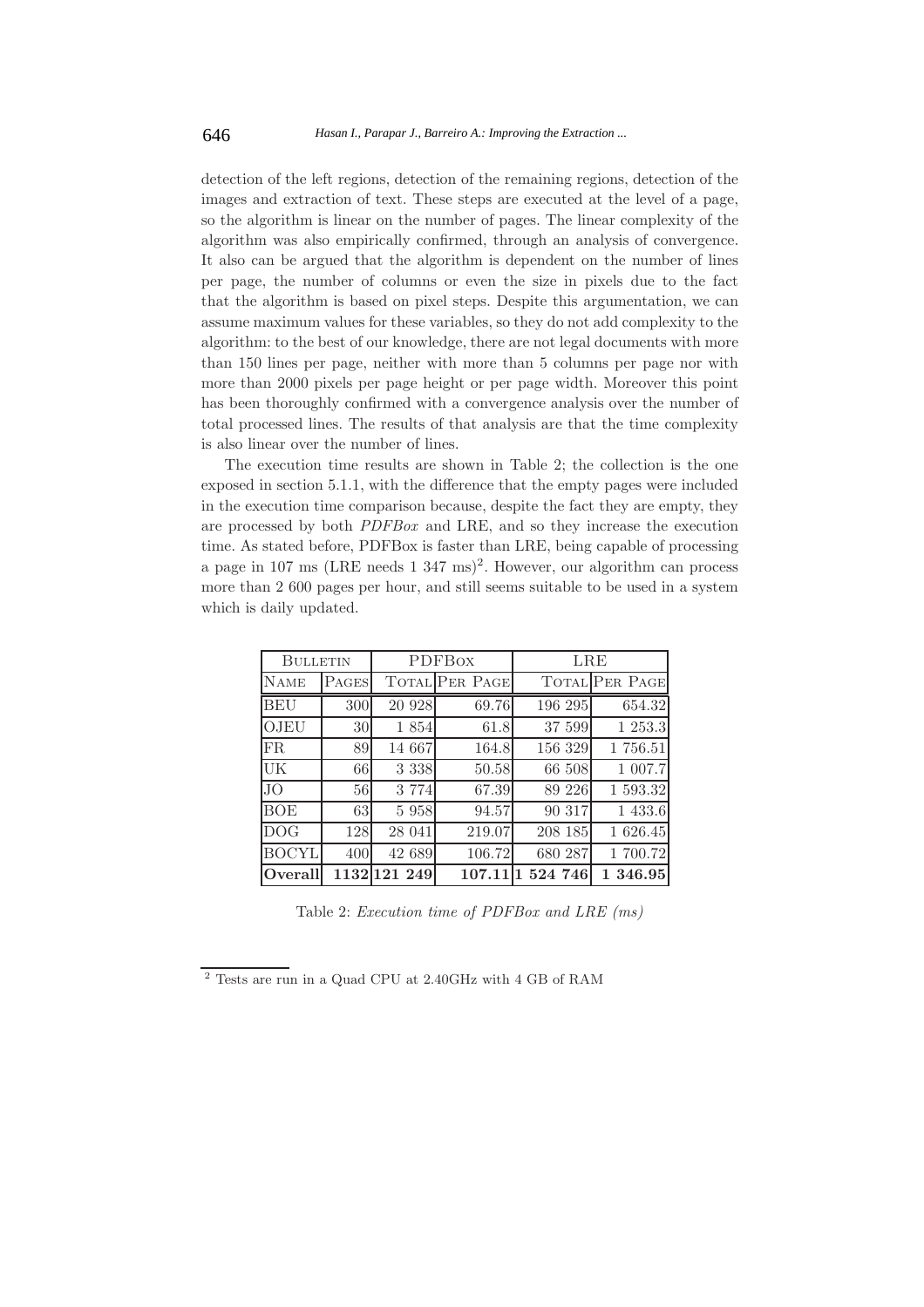detection of the left regions, detection of the remaining regions, detection of the images and extraction of text. These steps are executed at the level of a page, so the algorithm is linear on the number of pages. The linear complexity of the algorithm was also empirically confirmed, through an analysis of convergence. It also can be argued that the algorithm is dependent on the number of lines per page, the number of columns or even the size in pixels due to the fact that the algorithm is based on pixel steps. Despite this argumentation, we can assume maximum values for these variables, so they do not add complexity to the algorithm: to the best of our knowledge, there are not legal documents with more than 150 lines per page, neither with more than 5 columns per page nor with more than 2000 pixels per page height or per page width. Moreover this point has been thoroughly confirmed with a convergence analysis over the number of total processed lines. The results of that analysis are that the time complexity is also linear over the number of lines.

The execution time results are shown in Table 2; the collection is the one exposed in section 5.1.1, with the difference that the empty pages were included in the execution time comparison because, despite the fact they are empty, they are processed by both *PDFBox* and LRE, and so they increase the execution time. As stated before, PDFBox is faster than LRE, being capable of processing a page in 107 ms (LRE needs 1 347 ms)[2]. However, our algorithm can process more than 2 600 pages per hour, and still seems suitable to be used in a system which is daily updated.

| Bulletin | | PDFBox | | LRE | |
|---|---|---|---|---|---|
| Name | Pages | Total | Per Page | Total | Per Page |
| BEU | 300 | 20 928 | 69.76 | 196 295 | 654.32 |
| OJEU | 30 | 1 854 | 61.8 | 37 599 | 1 253.3 |
| FR | 89 | 14 667 | 164.8 | 156 329 | 1 756.51 |
| UK | 66 | 3 338 | 50.58 | 66 508 | 1 007.7 |
| JO | 56 | 3 774 | 67.39 | 89 226 | 1 593.32 |
| BOE | 63 | 5 958 | 94.57 | 90 317 | 1 433.6 |
| DOG | 128 | 28 041 | 219.07 | 208 185 | 1 626.45 |
| BOCYL | 400 | 42 689 | 106.72 | 680 287 | 1 700.72 |
| **Overall** | **1132** | **121 249** | **107.11** | **1 524 746** | **1 346.95** |

Table 2: *Execution time of PDFBox and LRE (ms)*

[2] Tests are run in a Quad CPU at 2.40GHz with 4 GB of RAM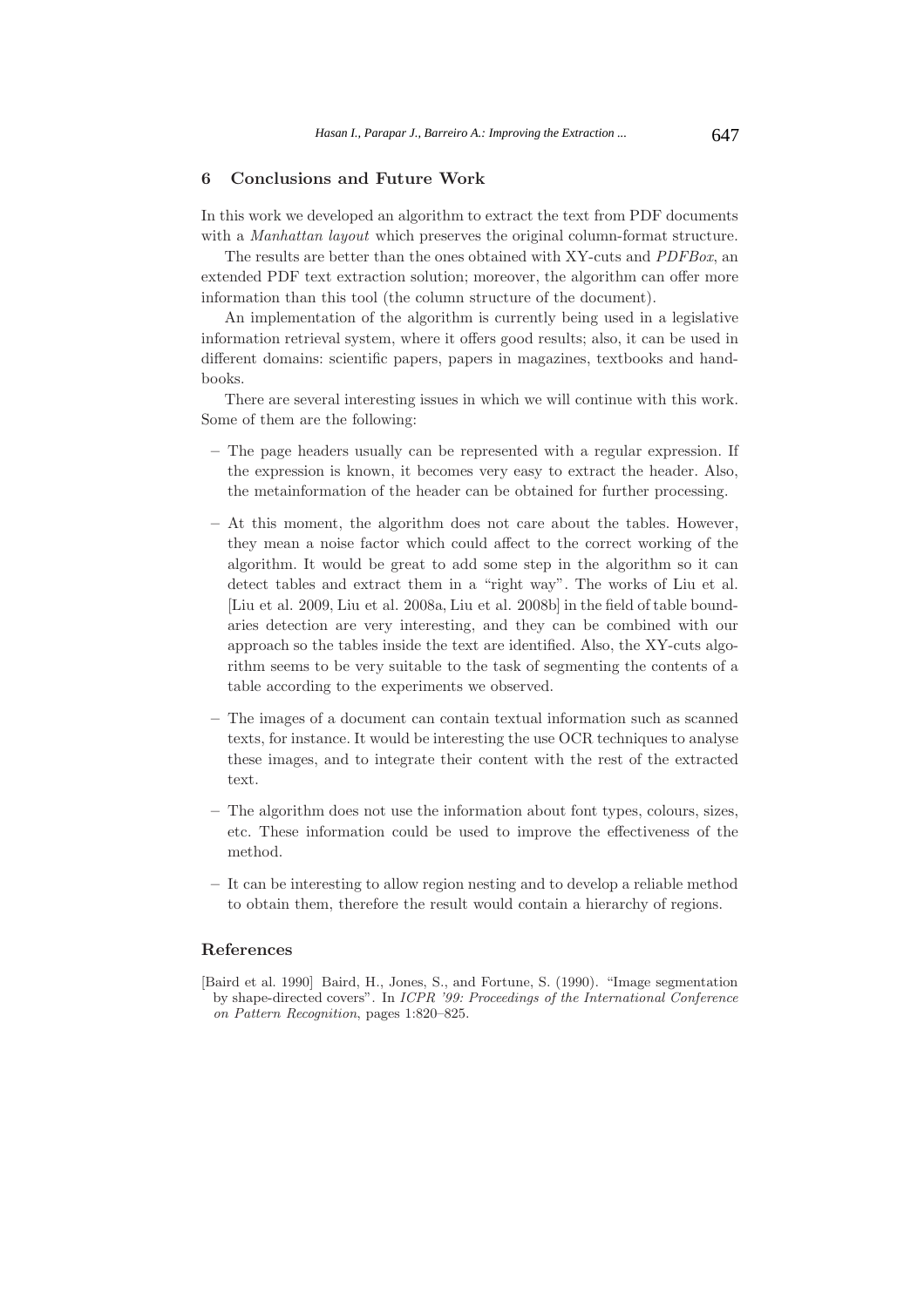## 6 Conclusions and Future Work

In this work we developed an algorithm to extract the text from PDF documents with a *Manhattan layout* which preserves the original column-format structure.

The results are better than the ones obtained with XY-cuts and *PDFBox*, an extended PDF text extraction solution; moreover, the algorithm can offer more information than this tool (the column structure of the document).

An implementation of the algorithm is currently being used in a legislative information retrieval system, where it offers good results; also, it can be used in different domains: scientific papers, papers in magazines, textbooks and handbooks.

There are several interesting issues in which we will continue with this work. Some of them are the following:

- The page headers usually can be represented with a regular expression. If the expression is known, it becomes very easy to extract the header. Also, the metainformation of the header can be obtained for further processing.
- At this moment, the algorithm does not care about the tables. However, they mean a noise factor which could affect to the correct working of the algorithm. It would be great to add some step in the algorithm so it can detect tables and extract them in a "right way". The works of Liu et al. [Liu et al. 2009, Liu et al. 2008a, Liu et al. 2008b] in the field of table boundaries detection are very interesting, and they can be combined with our approach so the tables inside the text are identified. Also, the XY-cuts algorithm seems to be very suitable to the task of segmenting the contents of a table according to the experiments we observed.
- The images of a document can contain textual information such as scanned texts, for instance. It would be interesting the use OCR techniques to analyse these images, and to integrate their content with the rest of the extracted text.
- The algorithm does not use the information about font types, colours, sizes, etc. These information could be used to improve the effectiveness of the method.
- It can be interesting to allow region nesting and to develop a reliable method to obtain them, therefore the result would contain a hierarchy of regions.

## References

[Baird et al. 1990] Baird, H., Jones, S., and Fortune, S. (1990). "Image segmentation by shape-directed covers". In *ICPR '99: Proceedings of the International Conference on Pattern Recognition*, pages 1:820–825.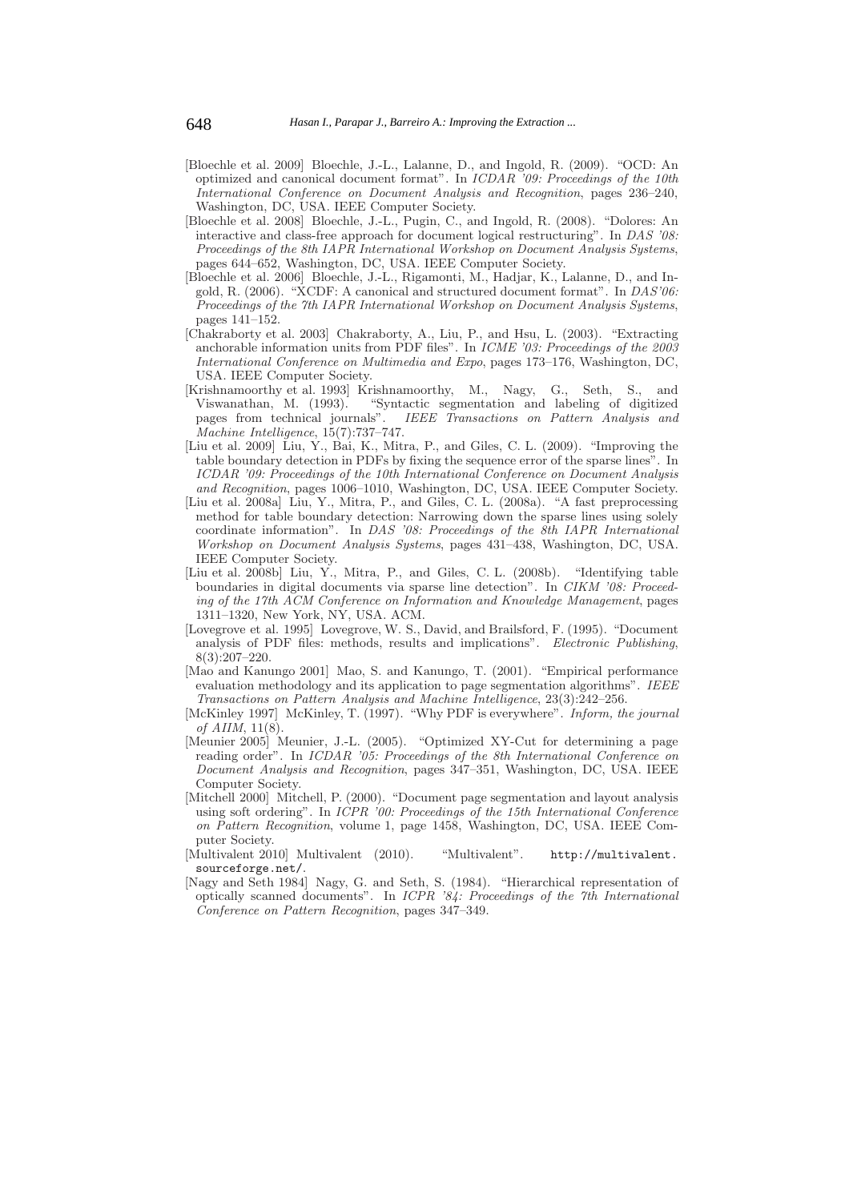[Bloechle et al. 2009] Bloechle, J.-L., Lalanne, D., and Ingold, R. (2009). "OCD: An optimized and canonical document format". In *ICDAR '09: Proceedings of the 10th International Conference on Document Analysis and Recognition*, pages 236–240, Washington, DC, USA. IEEE Computer Society.

[Bloechle et al. 2008] Bloechle, J.-L., Pugin, C., and Ingold, R. (2008). "Dolores: An interactive and class-free approach for document logical restructuring". In *DAS '08: Proceedings of the 8th IAPR International Workshop on Document Analysis Systems*, pages 644–652, Washington, DC, USA. IEEE Computer Society.

[Bloechle et al. 2006] Bloechle, J.-L., Rigamonti, M., Hadjar, K., Lalanne, D., and Ingold, R. (2006). "XCDF: A canonical and structured document format". In *DAS'06: Proceedings of the 7th IAPR International Workshop on Document Analysis Systems*, pages 141–152.

[Chakraborty et al. 2003] Chakraborty, A., Liu, P., and Hsu, L. (2003). "Extracting anchorable information units from PDF files". In *ICME '03: Proceedings of the 2003 International Conference on Multimedia and Expo*, pages 173–176, Washington, DC, USA. IEEE Computer Society.

[Krishnamoorthy et al. 1993] Krishnamoorthy, M., Nagy, G., Seth, S., and Viswanathan, M. (1993). "Syntactic segmentation and labeling of digitized pages from technical journals". *IEEE Transactions on Pattern Analysis and Machine Intelligence*, 15(7):737–747.

[Liu et al. 2009] Liu, Y., Bai, K., Mitra, P., and Giles, C. L. (2009). "Improving the table boundary detection in PDFs by fixing the sequence error of the sparse lines". In *ICDAR '09: Proceedings of the 10th International Conference on Document Analysis and Recognition*, pages 1006–1010, Washington, DC, USA. IEEE Computer Society.

[Liu et al. 2008a] Liu, Y., Mitra, P., and Giles, C. L. (2008a). "A fast preprocessing method for table boundary detection: Narrowing down the sparse lines using solely coordinate information". In *DAS '08: Proceedings of the 8th IAPR International Workshop on Document Analysis Systems*, pages 431–438, Washington, DC, USA. IEEE Computer Society.

[Liu et al. 2008b] Liu, Y., Mitra, P., and Giles, C. L. (2008b). "Identifying table boundaries in digital documents via sparse line detection". In *CIKM '08: Proceeding of the 17th ACM Conference on Information and Knowledge Management*, pages 1311–1320, New York, NY, USA. ACM.

[Lovegrove et al. 1995] Lovegrove, W. S., David, and Brailsford, F. (1995). "Document analysis of PDF files: methods, results and implications". *Electronic Publishing*, 8(3):207–220.

[Mao and Kanungo 2001] Mao, S. and Kanungo, T. (2001). "Empirical performance evaluation methodology and its application to page segmentation algorithms". *IEEE Transactions on Pattern Analysis and Machine Intelligence*, 23(3):242–256.

[McKinley 1997] McKinley, T. (1997). "Why PDF is everywhere". *Inform, the journal of AIIM*, 11(8).

[Meunier 2005] Meunier, J.-L. (2005). "Optimized XY-Cut for determining a page reading order". In *ICDAR '05: Proceedings of the 8th International Conference on Document Analysis and Recognition*, pages 347–351, Washington, DC, USA. IEEE Computer Society.

[Mitchell 2000] Mitchell, P. (2000). "Document page segmentation and layout analysis using soft ordering". In *ICPR '00: Proceedings of the 15th International Conference on Pattern Recognition*, volume 1, page 1458, Washington, DC, USA. IEEE Computer Society.

[Multivalent 2010] Multivalent (2010). "Multivalent". `http://multivalent.sourceforge.net/`.

[Nagy and Seth 1984] Nagy, G. and Seth, S. (1984). "Hierarchical representation of optically scanned documents". In *ICPR '84: Proceedings of the 7th International Conference on Pattern Recognition*, pages 347–349.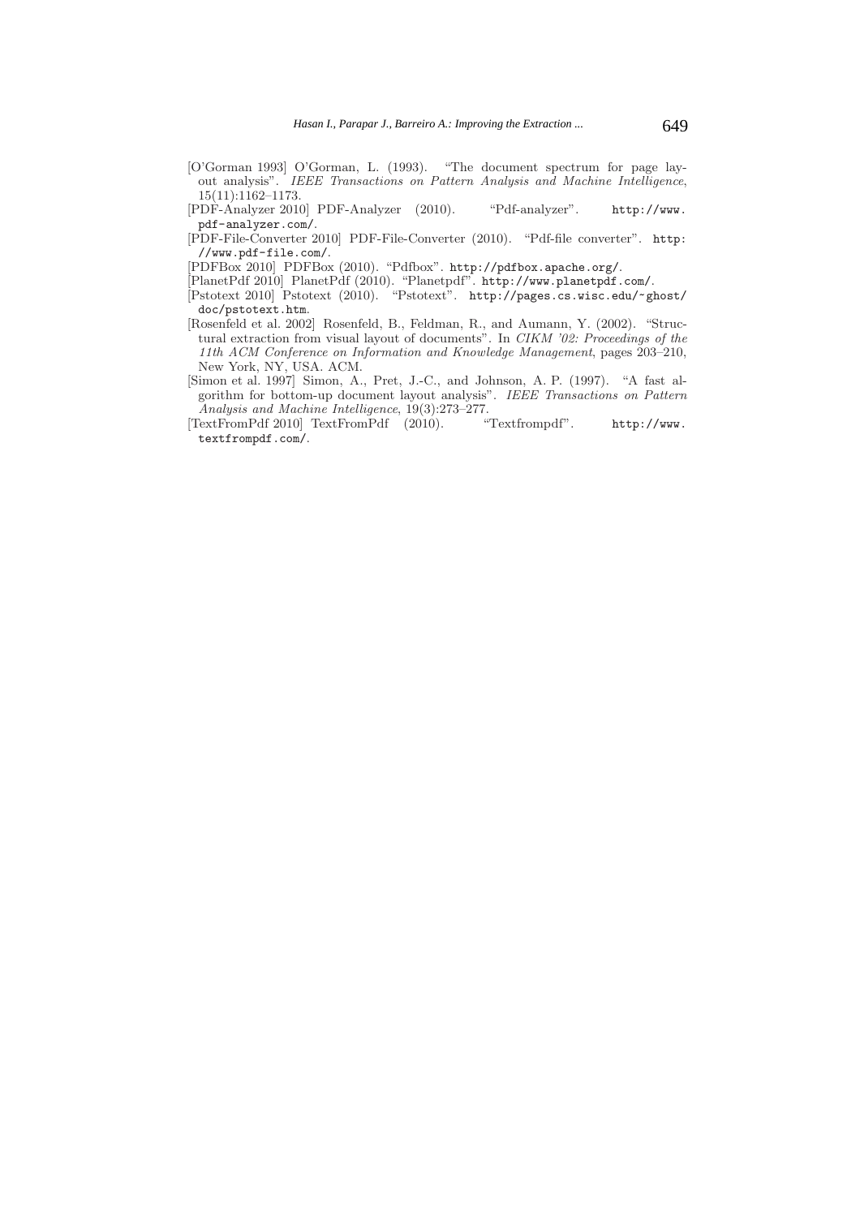[O'Gorman 1993] O'Gorman, L. (1993). "The document spectrum for page layout analysis". *IEEE Transactions on Pattern Analysis and Machine Intelligence*, 15(11):1162–1173.

[PDF-Analyzer 2010] PDF-Analyzer (2010). "Pdf-analyzer". `http://www.pdf-analyzer.com/`.

[PDF-File-Converter 2010] PDF-File-Converter (2010). "Pdf-file converter". `http://www.pdf-file.com/`.

[PDFBox 2010] PDFBox (2010). "Pdfbox". `http://pdfbox.apache.org/`.

[PlanetPdf 2010] PlanetPdf (2010). "Planetpdf". `http://www.planetpdf.com/`.

[Pstotext 2010] Pstotext (2010). "Pstotext". `http://pages.cs.wisc.edu/~ghost/doc/pstotext.htm`.

[Rosenfeld et al. 2002] Rosenfeld, B., Feldman, R., and Aumann, Y. (2002). "Structural extraction from visual layout of documents". In *CIKM '02: Proceedings of the 11th ACM Conference on Information and Knowledge Management*, pages 203–210, New York, NY, USA. ACM.

[Simon et al. 1997] Simon, A., Pret, J.-C., and Johnson, A. P. (1997). "A fast algorithm for bottom-up document layout analysis". *IEEE Transactions on Pattern Analysis and Machine Intelligence*, 19(3):273–277.

[TextFromPdf 2010] TextFromPdf (2010). "Textfrompdf". `http://www.textfrompdf.com/`.